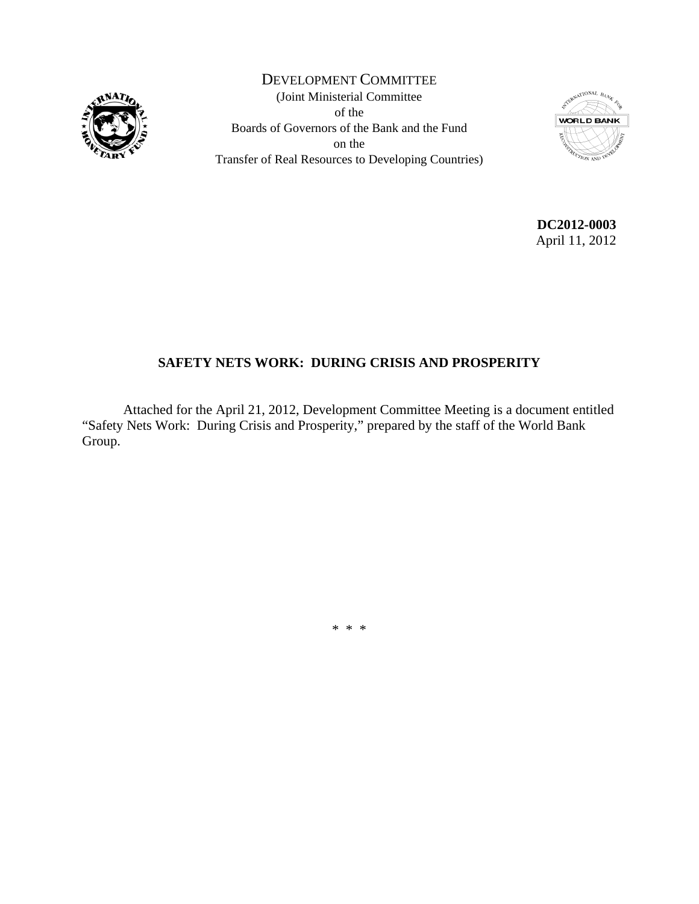DEVELOPMENT COMMITTEE

(Joint Ministerial Committee
of the
Boards of Governors of the Bank and the Fund
on the
Transfer of Real Resources to Developing Countries)

**DC2012-0003**
April 11, 2012

## SAFETY NETS WORK: DURING CRISIS AND PROSPERITY

Attached for the April 21, 2012, Development Committee Meeting is a document entitled "Safety Nets Work: During Crisis and Prosperity," prepared by the staff of the World Bank Group.

\* \* \*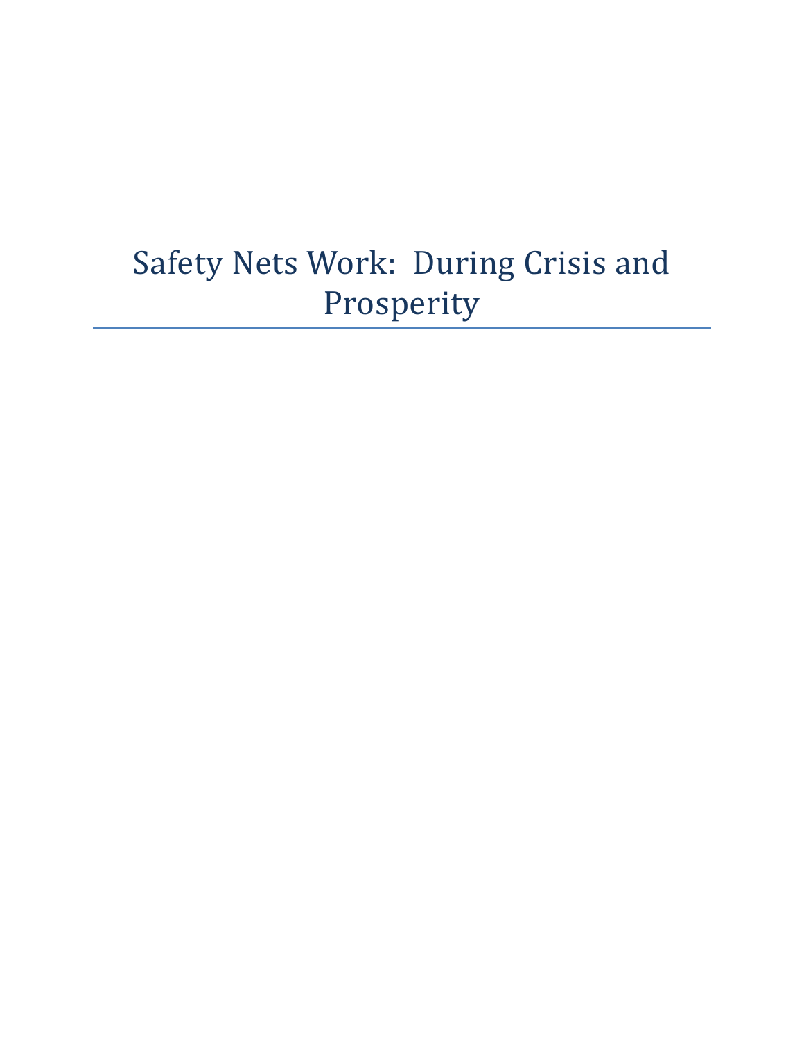# Safety Nets Work: During Crisis and Prosperity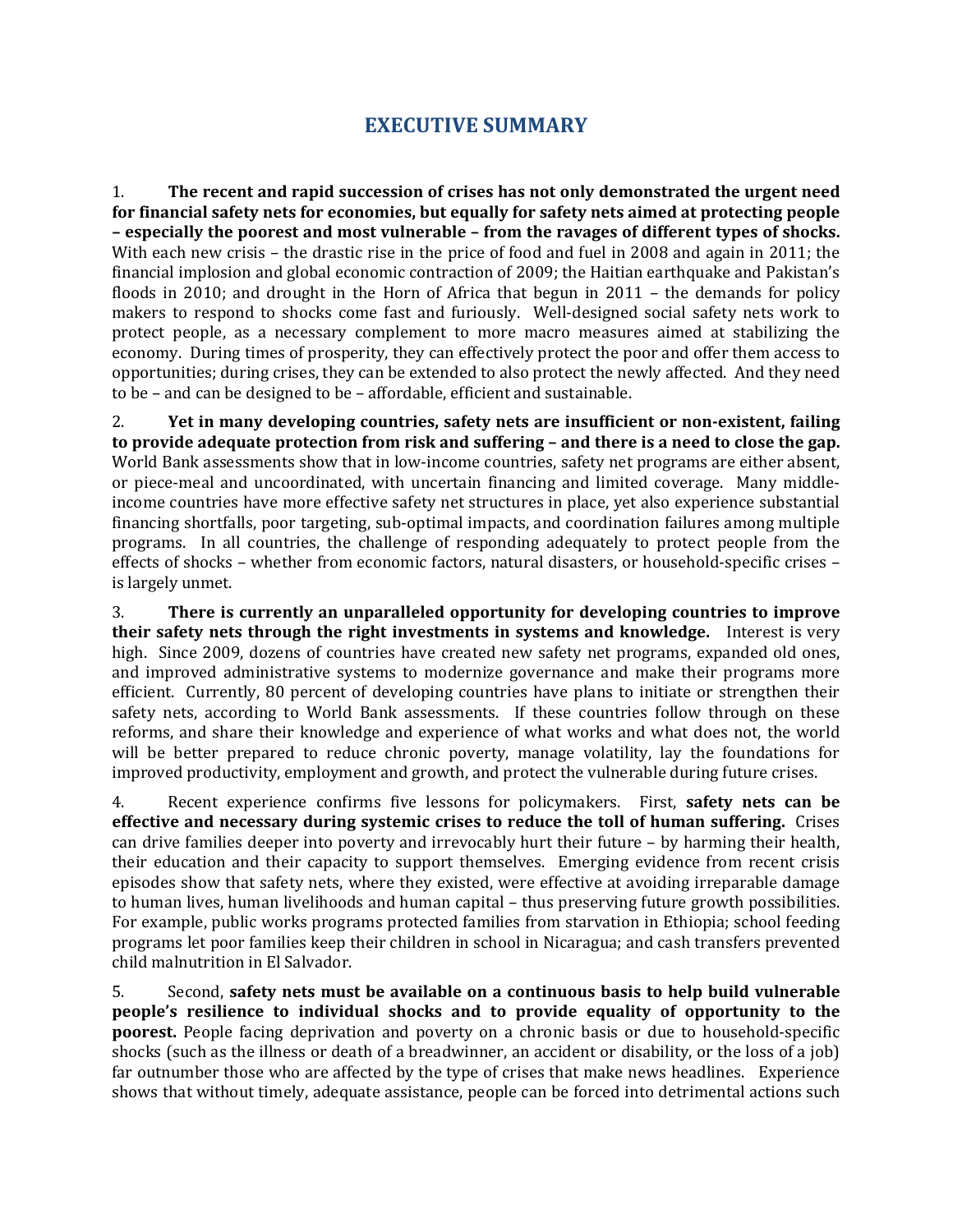# EXECUTIVE SUMMARY

1. **The recent and rapid succession of crises has not only demonstrated the urgent need for financial safety nets for economies, but equally for safety nets aimed at protecting people – especially the poorest and most vulnerable – from the ravages of different types of shocks.** With each new crisis – the drastic rise in the price of food and fuel in 2008 and again in 2011; the financial implosion and global economic contraction of 2009; the Haitian earthquake and Pakistan's floods in 2010; and drought in the Horn of Africa that begun in 2011 – the demands for policy makers to respond to shocks come fast and furiously. Well-designed social safety nets work to protect people, as a necessary complement to more macro measures aimed at stabilizing the economy. During times of prosperity, they can effectively protect the poor and offer them access to opportunities; during crises, they can be extended to also protect the newly affected. And they need to be – and can be designed to be – affordable, efficient and sustainable.

2. **Yet in many developing countries, safety nets are insufficient or non-existent, failing to provide adequate protection from risk and suffering – and there is a need to close the gap.** World Bank assessments show that in low-income countries, safety net programs are either absent, or piece-meal and uncoordinated, with uncertain financing and limited coverage. Many middle-income countries have more effective safety net structures in place, yet also experience substantial financing shortfalls, poor targeting, sub-optimal impacts, and coordination failures among multiple programs. In all countries, the challenge of responding adequately to protect people from the effects of shocks – whether from economic factors, natural disasters, or household-specific crises – is largely unmet.

3. **There is currently an unparalleled opportunity for developing countries to improve their safety nets through the right investments in systems and knowledge.** Interest is very high. Since 2009, dozens of countries have created new safety net programs, expanded old ones, and improved administrative systems to modernize governance and make their programs more efficient. Currently, 80 percent of developing countries have plans to initiate or strengthen their safety nets, according to World Bank assessments. If these countries follow through on these reforms, and share their knowledge and experience of what works and what does not, the world will be better prepared to reduce chronic poverty, manage volatility, lay the foundations for improved productivity, employment and growth, and protect the vulnerable during future crises.

4. Recent experience confirms five lessons for policymakers. First, **safety nets can be effective and necessary during systemic crises to reduce the toll of human suffering.** Crises can drive families deeper into poverty and irrevocably hurt their future – by harming their health, their education and their capacity to support themselves. Emerging evidence from recent crisis episodes show that safety nets, where they existed, were effective at avoiding irreparable damage to human lives, human livelihoods and human capital – thus preserving future growth possibilities. For example, public works programs protected families from starvation in Ethiopia; school feeding programs let poor families keep their children in school in Nicaragua; and cash transfers prevented child malnutrition in El Salvador.

5. Second, **safety nets must be available on a continuous basis to help build vulnerable people's resilience to individual shocks and to provide equality of opportunity to the poorest.** People facing deprivation and poverty on a chronic basis or due to household-specific shocks (such as the illness or death of a breadwinner, an accident or disability, or the loss of a job) far outnumber those who are affected by the type of crises that make news headlines. Experience shows that without timely, adequate assistance, people can be forced into detrimental actions such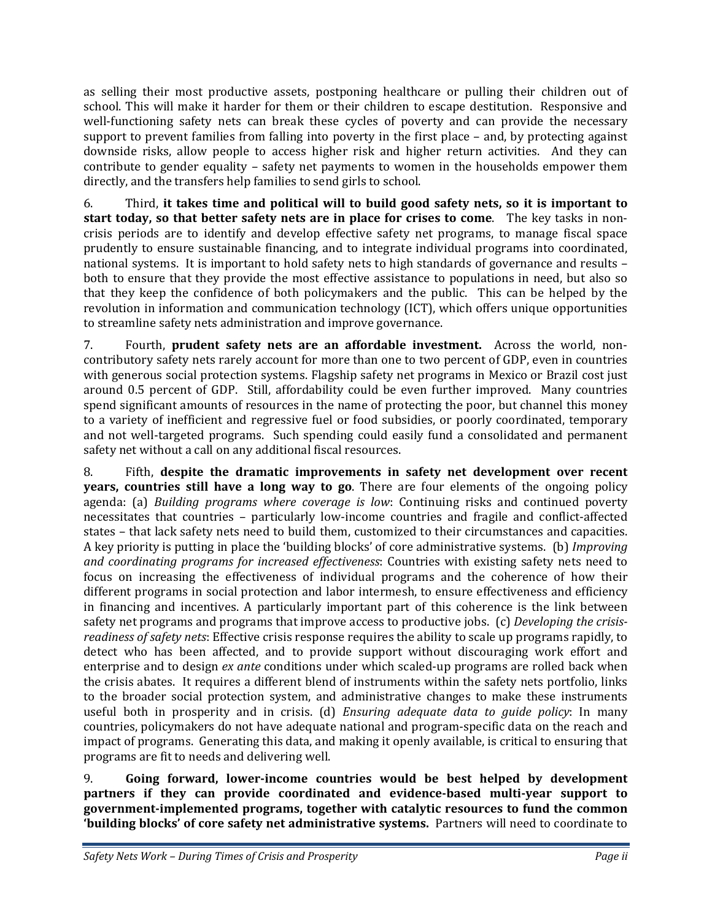as selling their most productive assets, postponing healthcare or pulling their children out of school. This will make it harder for them or their children to escape destitution. Responsive and well-functioning safety nets can break these cycles of poverty and can provide the necessary support to prevent families from falling into poverty in the first place – and, by protecting against downside risks, allow people to access higher risk and higher return activities. And they can contribute to gender equality – safety net payments to women in the households empower them directly, and the transfers help families to send girls to school.

6. Third, **it takes time and political will to build good safety nets, so it is important to start today, so that better safety nets are in place for crises to come**. The key tasks in non-crisis periods are to identify and develop effective safety net programs, to manage fiscal space prudently to ensure sustainable financing, and to integrate individual programs into coordinated, national systems. It is important to hold safety nets to high standards of governance and results – both to ensure that they provide the most effective assistance to populations in need, but also so that they keep the confidence of both policymakers and the public. This can be helped by the revolution in information and communication technology (ICT), which offers unique opportunities to streamline safety nets administration and improve governance.

7. Fourth, **prudent safety nets are an affordable investment.** Across the world, non-contributory safety nets rarely account for more than one to two percent of GDP, even in countries with generous social protection systems. Flagship safety net programs in Mexico or Brazil cost just around 0.5 percent of GDP. Still, affordability could be even further improved. Many countries spend significant amounts of resources in the name of protecting the poor, but channel this money to a variety of inefficient and regressive fuel or food subsidies, or poorly coordinated, temporary and not well-targeted programs. Such spending could easily fund a consolidated and permanent safety net without a call on any additional fiscal resources.

8. Fifth, **despite the dramatic improvements in safety net development over recent years, countries still have a long way to go**. There are four elements of the ongoing policy agenda: (a) *Building programs where coverage is low*: Continuing risks and continued poverty necessitates that countries – particularly low-income countries and fragile and conflict-affected states – that lack safety nets need to build them, customized to their circumstances and capacities. A key priority is putting in place the 'building blocks' of core administrative systems. (b) *Improving and coordinating programs for increased effectiveness*: Countries with existing safety nets need to focus on increasing the effectiveness of individual programs and the coherence of how their different programs in social protection and labor intermesh, to ensure effectiveness and efficiency in financing and incentives. A particularly important part of this coherence is the link between safety net programs and programs that improve access to productive jobs. (c) *Developing the crisis-readiness of safety nets*: Effective crisis response requires the ability to scale up programs rapidly, to detect who has been affected, and to provide support without discouraging work effort and enterprise and to design *ex ante* conditions under which scaled-up programs are rolled back when the crisis abates. It requires a different blend of instruments within the safety nets portfolio, links to the broader social protection system, and administrative changes to make these instruments useful both in prosperity and in crisis. (d) *Ensuring adequate data to guide policy*: In many countries, policymakers do not have adequate national and program-specific data on the reach and impact of programs. Generating this data, and making it openly available, is critical to ensuring that programs are fit to needs and delivering well.

9. **Going forward, lower-income countries would be best helped by development partners if they can provide coordinated and evidence-based multi-year support to government-implemented programs, together with catalytic resources to fund the common 'building blocks' of core safety net administrative systems.** Partners will need to coordinate to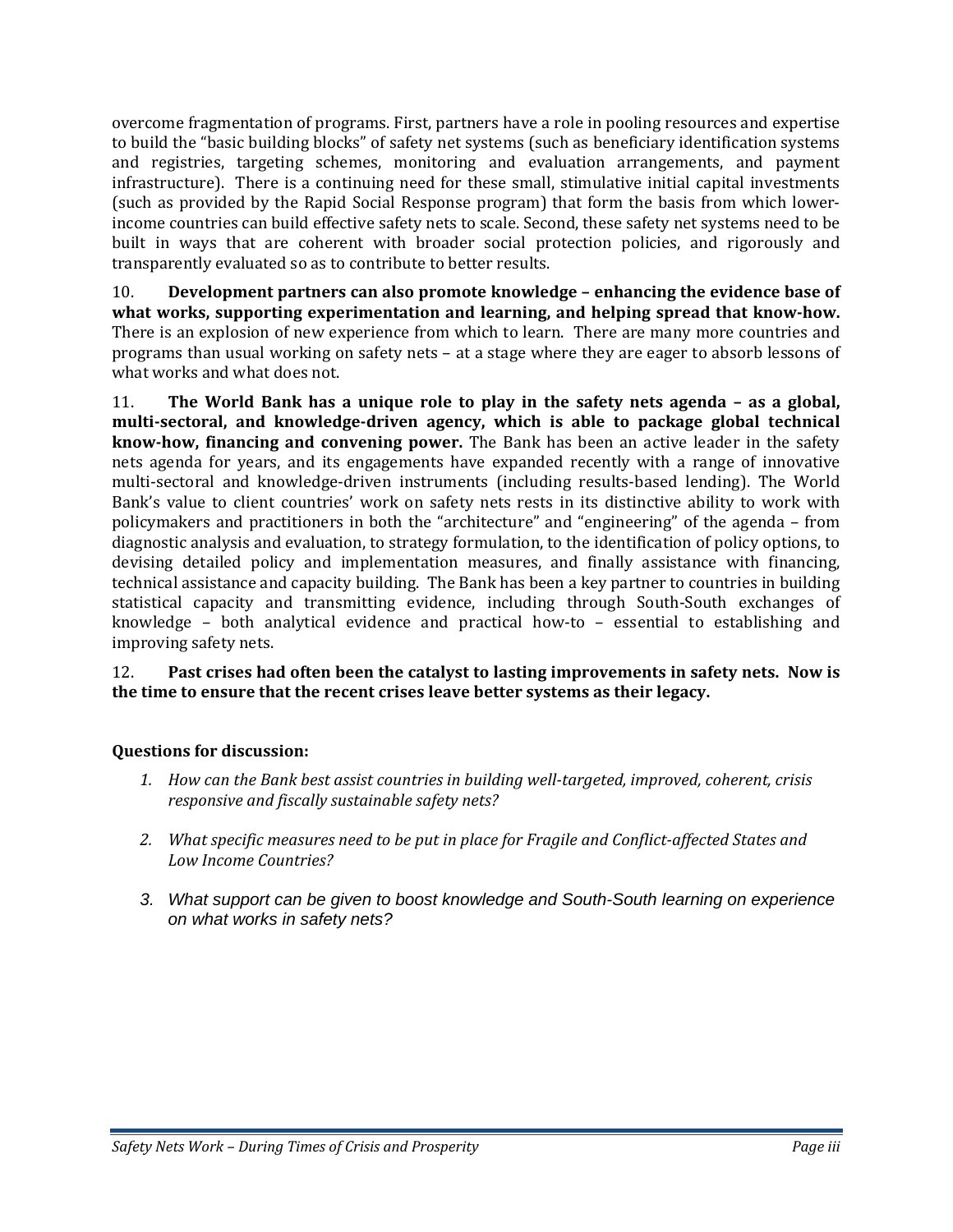overcome fragmentation of programs. First, partners have a role in pooling resources and expertise to build the "basic building blocks" of safety net systems (such as beneficiary identification systems and registries, targeting schemes, monitoring and evaluation arrangements, and payment infrastructure). There is a continuing need for these small, stimulative initial capital investments (such as provided by the Rapid Social Response program) that form the basis from which lower-income countries can build effective safety nets to scale. Second, these safety net systems need to be built in ways that are coherent with broader social protection policies, and rigorously and transparently evaluated so as to contribute to better results.

10. **Development partners can also promote knowledge – enhancing the evidence base of what works, supporting experimentation and learning, and helping spread that know-how.** There is an explosion of new experience from which to learn. There are many more countries and programs than usual working on safety nets – at a stage where they are eager to absorb lessons of what works and what does not.

11. **The World Bank has a unique role to play in the safety nets agenda – as a global, multi-sectoral, and knowledge-driven agency, which is able to package global technical know-how, financing and convening power.** The Bank has been an active leader in the safety nets agenda for years, and its engagements have expanded recently with a range of innovative multi-sectoral and knowledge-driven instruments (including results-based lending). The World Bank's value to client countries' work on safety nets rests in its distinctive ability to work with policymakers and practitioners in both the "architecture" and "engineering" of the agenda – from diagnostic analysis and evaluation, to strategy formulation, to the identification of policy options, to devising detailed policy and implementation measures, and finally assistance with financing, technical assistance and capacity building. The Bank has been a key partner to countries in building statistical capacity and transmitting evidence, including through South-South exchanges of knowledge – both analytical evidence and practical how-to – essential to establishing and improving safety nets.

12. **Past crises had often been the catalyst to lasting improvements in safety nets. Now is the time to ensure that the recent crises leave better systems as their legacy.**

**Questions for discussion:**

1. *How can the Bank best assist countries in building well-targeted, improved, coherent, crisis responsive and fiscally sustainable safety nets?*
2. *What specific measures need to be put in place for Fragile and Conflict-affected States and Low Income Countries?*
3. *What support can be given to boost knowledge and South-South learning on experience on what works in safety nets?*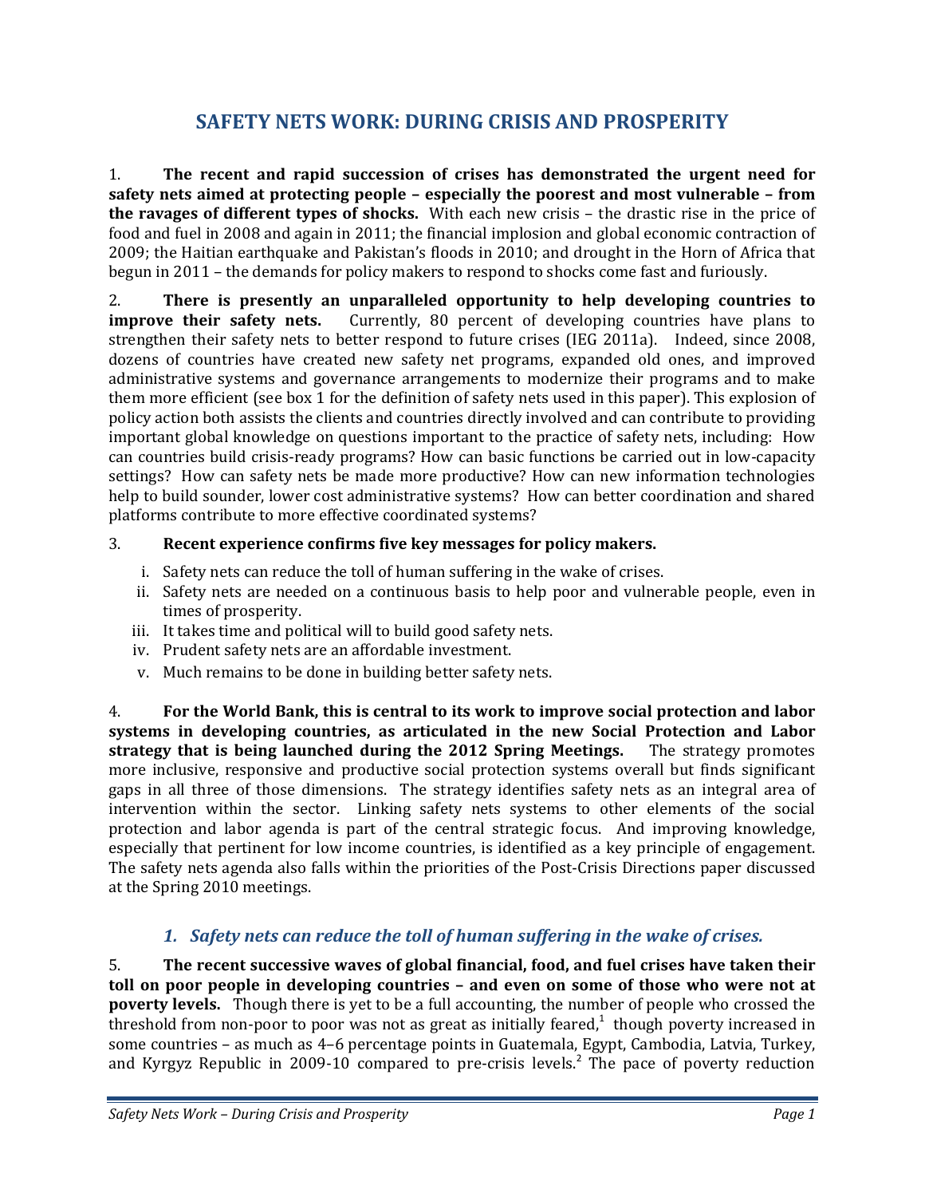# SAFETY NETS WORK: DURING CRISIS AND PROSPERITY

1. **The recent and rapid succession of crises has demonstrated the urgent need for safety nets aimed at protecting people – especially the poorest and most vulnerable – from the ravages of different types of shocks.** With each new crisis – the drastic rise in the price of food and fuel in 2008 and again in 2011; the financial implosion and global economic contraction of 2009; the Haitian earthquake and Pakistan's floods in 2010; and drought in the Horn of Africa that begun in 2011 – the demands for policy makers to respond to shocks come fast and furiously.

2. **There is presently an unparalleled opportunity to help developing countries to improve their safety nets.** Currently, 80 percent of developing countries have plans to strengthen their safety nets to better respond to future crises (IEG 2011a). Indeed, since 2008, dozens of countries have created new safety net programs, expanded old ones, and improved administrative systems and governance arrangements to modernize their programs and to make them more efficient (see box 1 for the definition of safety nets used in this paper). This explosion of policy action both assists the clients and countries directly involved and can contribute to providing important global knowledge on questions important to the practice of safety nets, including: How can countries build crisis-ready programs? How can basic functions be carried out in low-capacity settings? How can safety nets be made more productive? How can new information technologies help to build sounder, lower cost administrative systems? How can better coordination and shared platforms contribute to more effective coordinated systems?

3. **Recent experience confirms five key messages for policy makers.**

   i. Safety nets can reduce the toll of human suffering in the wake of crises.
   ii. Safety nets are needed on a continuous basis to help poor and vulnerable people, even in times of prosperity.
   iii. It takes time and political will to build good safety nets.
   iv. Prudent safety nets are an affordable investment.
   v. Much remains to be done in building better safety nets.

4. **For the World Bank, this is central to its work to improve social protection and labor systems in developing countries, as articulated in the new Social Protection and Labor strategy that is being launched during the 2012 Spring Meetings.** The strategy promotes more inclusive, responsive and productive social protection systems overall but finds significant gaps in all three of those dimensions. The strategy identifies safety nets as an integral area of intervention within the sector. Linking safety nets systems to other elements of the social protection and labor agenda is part of the central strategic focus. And improving knowledge, especially that pertinent for low income countries, is identified as a key principle of engagement. The safety nets agenda also falls within the priorities of the Post-Crisis Directions paper discussed at the Spring 2010 meetings.

## *1. Safety nets can reduce the toll of human suffering in the wake of crises.*

5. **The recent successive waves of global financial, food, and fuel crises have taken their toll on poor people in developing countries – and even on some of those who were not at poverty levels.** Though there is yet to be a full accounting, the number of people who crossed the threshold from non-poor to poor was not as great as initially feared,[1] though poverty increased in some countries – as much as 4–6 percentage points in Guatemala, Egypt, Cambodia, Latvia, Turkey, and Kyrgyz Republic in 2009-10 compared to pre-crisis levels.[2] The pace of poverty reduction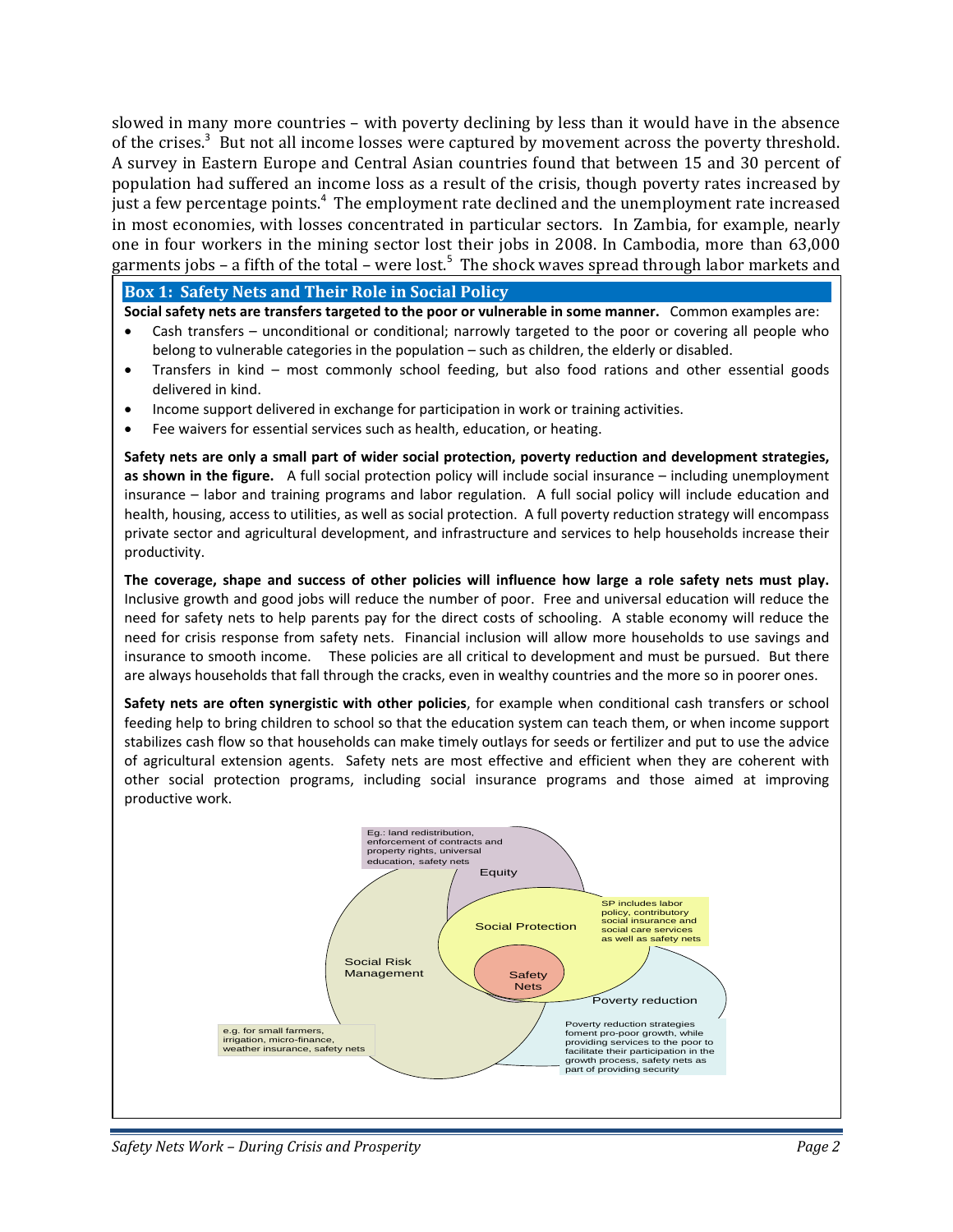slowed in many more countries – with poverty declining by less than it would have in the absence of the crises.[3] But not all income losses were captured by movement across the poverty threshold. A survey in Eastern Europe and Central Asian countries found that between 15 and 30 percent of population had suffered an income loss as a result of the crisis, though poverty rates increased by just a few percentage points.[4] The employment rate declined and the unemployment rate increased in most economies, with losses concentrated in particular sectors. In Zambia, for example, nearly one in four workers in the mining sector lost their jobs in 2008. In Cambodia, more than 63,000 garments jobs – a fifth of the total – were lost.[5] The shock waves spread through labor markets and

### Box 1: Safety Nets and Their Role in Social Policy

**Social safety nets are transfers targeted to the poor or vulnerable in some manner.** Common examples are:

- Cash transfers – unconditional or conditional; narrowly targeted to the poor or covering all people who belong to vulnerable categories in the population – such as children, the elderly or disabled.
- Transfers in kind – most commonly school feeding, but also food rations and other essential goods delivered in kind.
- Income support delivered in exchange for participation in work or training activities.
- Fee waivers for essential services such as health, education, or heating.

**Safety nets are only a small part of wider social protection, poverty reduction and development strategies, as shown in the figure.** A full social protection policy will include social insurance – including unemployment insurance – labor and training programs and labor regulation. A full social policy will include education and health, housing, access to utilities, as well as social protection. A full poverty reduction strategy will encompass private sector and agricultural development, and infrastructure and services to help households increase their productivity.

**The coverage, shape and success of other policies will influence how large a role safety nets must play.** Inclusive growth and good jobs will reduce the number of poor. Free and universal education will reduce the need for safety nets to help parents pay for the direct costs of schooling. A stable economy will reduce the need for crisis response from safety nets. Financial inclusion will allow more households to use savings and insurance to smooth income. These policies are all critical to development and must be pursued. But there are always households that fall through the cracks, even in wealthy countries and the more so in poorer ones.

**Safety nets are often synergistic with other policies**, for example when conditional cash transfers or school feeding help to bring children to school so that the education system can teach them, or when income support stabilizes cash flow so that households can make timely outlays for seeds or fertilizer and put to use the advice of agricultural extension agents. Safety nets are most effective and efficient when they are coherent with other social protection programs, including social insurance programs and those aimed at improving productive work.

Eg.: land redistribution, enforcement of contracts and property rights, universal education, safety nets

Equity

Social Protection

SP includes labor policy, contributory social insurance and social care services as well as safety nets

Social Risk Management

Safety Nets

Poverty reduction

e.g. for small farmers, irrigation, micro-finance, weather insurance, safety nets

Poverty reduction strategies foment pro-poor growth, while providing services to the poor to facilitate their participation in the growth process, safety nets as part of providing security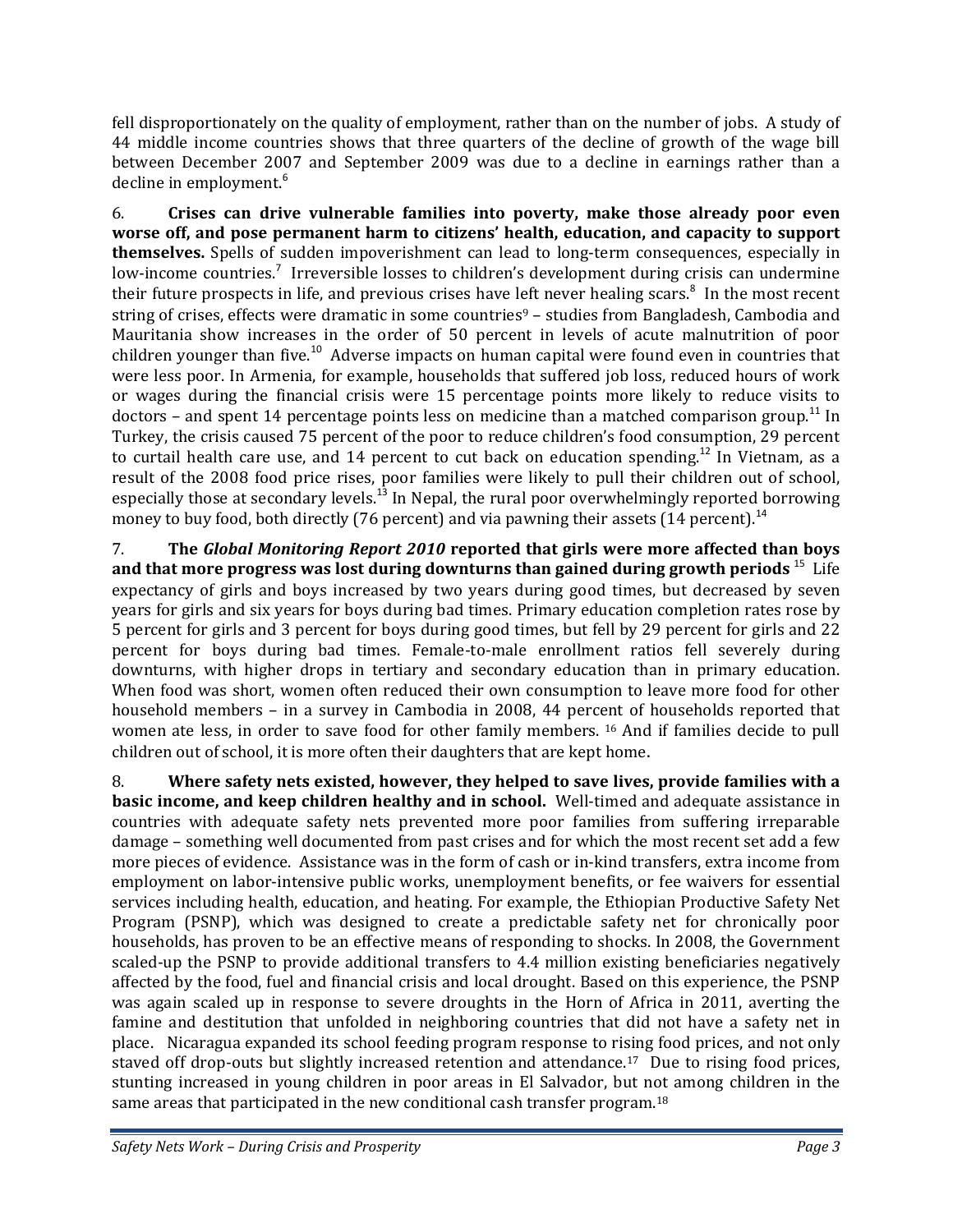fell disproportionately on the quality of employment, rather than on the number of jobs. A study of 44 middle income countries shows that three quarters of the decline of growth of the wage bill between December 2007 and September 2009 was due to a decline in earnings rather than a decline in employment.[6]

6. **Crises can drive vulnerable families into poverty, make those already poor even worse off, and pose permanent harm to citizens' health, education, and capacity to support themselves.** Spells of sudden impoverishment can lead to long-term consequences, especially in low-income countries.[7] Irreversible losses to children's development during crisis can undermine their future prospects in life, and previous crises have left never healing scars.[8] In the most recent string of crises, effects were dramatic in some countries[9] – studies from Bangladesh, Cambodia and Mauritania show increases in the order of 50 percent in levels of acute malnutrition of poor children younger than five.[10] Adverse impacts on human capital were found even in countries that were less poor. In Armenia, for example, households that suffered job loss, reduced hours of work or wages during the financial crisis were 15 percentage points more likely to reduce visits to doctors – and spent 14 percentage points less on medicine than a matched comparison group.[11] In Turkey, the crisis caused 75 percent of the poor to reduce children's food consumption, 29 percent to curtail health care use, and 14 percent to cut back on education spending.[12] In Vietnam, as a result of the 2008 food price rises, poor families were likely to pull their children out of school, especially those at secondary levels.[13] In Nepal, the rural poor overwhelmingly reported borrowing money to buy food, both directly (76 percent) and via pawning their assets (14 percent).[14]

7. **The *Global Monitoring Report 2010* reported that girls were more affected than boys and that more progress was lost during downturns than gained during growth periods** [15] Life expectancy of girls and boys increased by two years during good times, but decreased by seven years for girls and six years for boys during bad times. Primary education completion rates rose by 5 percent for girls and 3 percent for boys during good times, but fell by 29 percent for girls and 22 percent for boys during bad times. Female-to-male enrollment ratios fell severely during downturns, with higher drops in tertiary and secondary education than in primary education. When food was short, women often reduced their own consumption to leave more food for other household members – in a survey in Cambodia in 2008, 44 percent of households reported that women ate less, in order to save food for other family members. [16] And if families decide to pull children out of school, it is more often their daughters that are kept home.

8. **Where safety nets existed, however, they helped to save lives, provide families with a basic income, and keep children healthy and in school.** Well-timed and adequate assistance in countries with adequate safety nets prevented more poor families from suffering irreparable damage – something well documented from past crises and for which the most recent set add a few more pieces of evidence. Assistance was in the form of cash or in-kind transfers, extra income from employment on labor-intensive public works, unemployment benefits, or fee waivers for essential services including health, education, and heating. For example, the Ethiopian Productive Safety Net Program (PSNP), which was designed to create a predictable safety net for chronically poor households, has proven to be an effective means of responding to shocks. In 2008, the Government scaled-up the PSNP to provide additional transfers to 4.4 million existing beneficiaries negatively affected by the food, fuel and financial crisis and local drought. Based on this experience, the PSNP was again scaled up in response to severe droughts in the Horn of Africa in 2011, averting the famine and destitution that unfolded in neighboring countries that did not have a safety net in place. Nicaragua expanded its school feeding program response to rising food prices, and not only staved off drop-outs but slightly increased retention and attendance.[17] Due to rising food prices, stunting increased in young children in poor areas in El Salvador, but not among children in the same areas that participated in the new conditional cash transfer program.[18]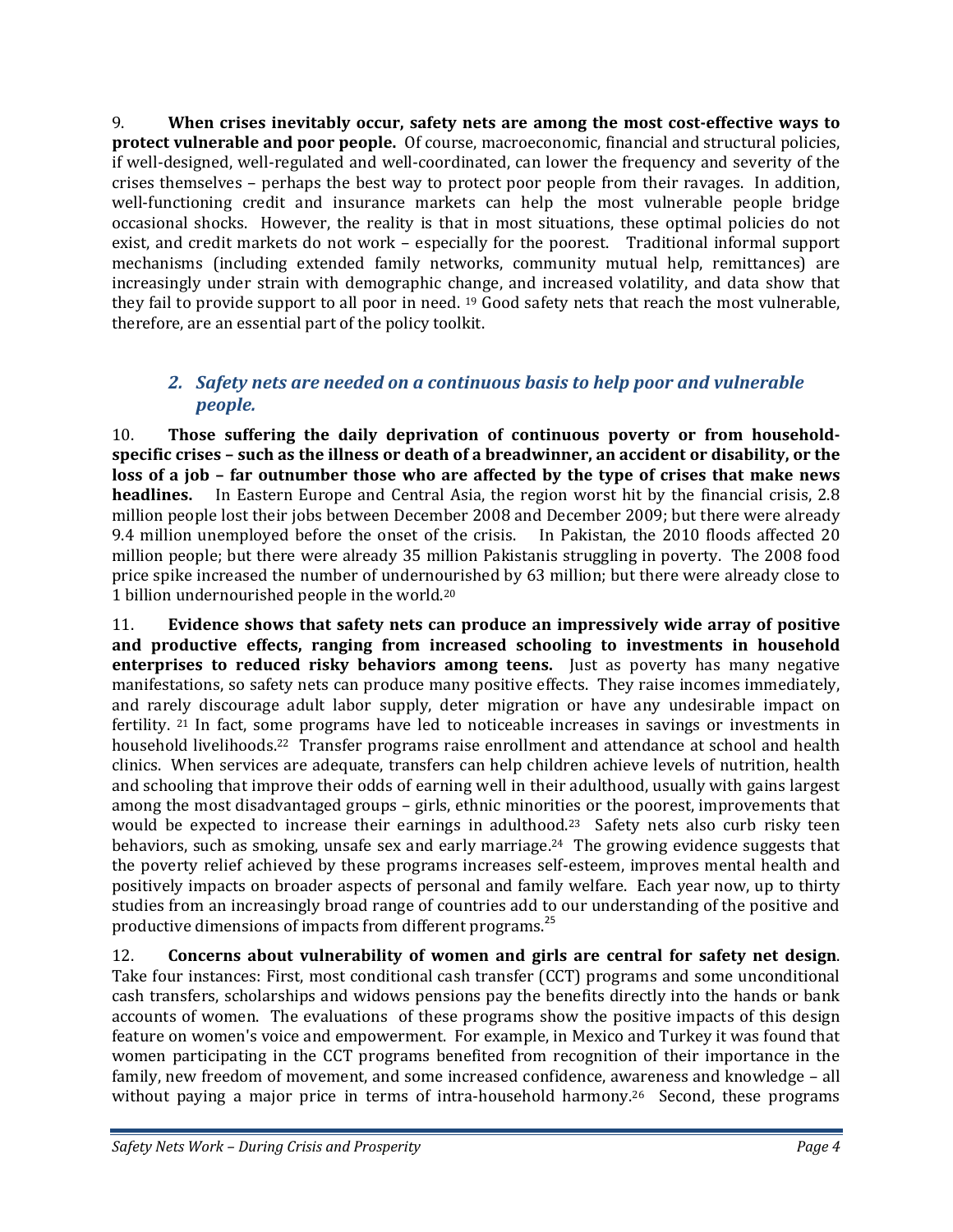9. **When crises inevitably occur, safety nets are among the most cost-effective ways to protect vulnerable and poor people.** Of course, macroeconomic, financial and structural policies, if well-designed, well-regulated and well-coordinated, can lower the frequency and severity of the crises themselves – perhaps the best way to protect poor people from their ravages. In addition, well-functioning credit and insurance markets can help the most vulnerable people bridge occasional shocks. However, the reality is that in most situations, these optimal policies do not exist, and credit markets do not work – especially for the poorest. Traditional informal support mechanisms (including extended family networks, community mutual help, remittances) are increasingly under strain with demographic change, and increased volatility, and data show that they fail to provide support to all poor in need. [19] Good safety nets that reach the most vulnerable, therefore, are an essential part of the policy toolkit.

## *2. Safety nets are needed on a continuous basis to help poor and vulnerable people.*

10. **Those suffering the daily deprivation of continuous poverty or from household-specific crises – such as the illness or death of a breadwinner, an accident or disability, or the loss of a job – far outnumber those who are affected by the type of crises that make news headlines.** In Eastern Europe and Central Asia, the region worst hit by the financial crisis, 2.8 million people lost their jobs between December 2008 and December 2009; but there were already 9.4 million unemployed before the onset of the crisis. In Pakistan, the 2010 floods affected 20 million people; but there were already 35 million Pakistanis struggling in poverty. The 2008 food price spike increased the number of undernourished by 63 million; but there were already close to 1 billion undernourished people in the world.[20]

11. **Evidence shows that safety nets can produce an impressively wide array of positive and productive effects, ranging from increased schooling to investments in household enterprises to reduced risky behaviors among teens.** Just as poverty has many negative manifestations, so safety nets can produce many positive effects. They raise incomes immediately, and rarely discourage adult labor supply, deter migration or have any undesirable impact on fertility. [21] In fact, some programs have led to noticeable increases in savings or investments in household livelihoods.[22] Transfer programs raise enrollment and attendance at school and health clinics. When services are adequate, transfers can help children achieve levels of nutrition, health and schooling that improve their odds of earning well in their adulthood, usually with gains largest among the most disadvantaged groups – girls, ethnic minorities or the poorest, improvements that would be expected to increase their earnings in adulthood.[23] Safety nets also curb risky teen behaviors, such as smoking, unsafe sex and early marriage.[24] The growing evidence suggests that the poverty relief achieved by these programs increases self-esteem, improves mental health and positively impacts on broader aspects of personal and family welfare. Each year now, up to thirty studies from an increasingly broad range of countries add to our understanding of the positive and productive dimensions of impacts from different programs.[25]

12. **Concerns about vulnerability of women and girls are central for safety net design**. Take four instances: First, most conditional cash transfer (CCT) programs and some unconditional cash transfers, scholarships and widows pensions pay the benefits directly into the hands or bank accounts of women. The evaluations of these programs show the positive impacts of this design feature on women's voice and empowerment. For example, in Mexico and Turkey it was found that women participating in the CCT programs benefited from recognition of their importance in the family, new freedom of movement, and some increased confidence, awareness and knowledge – all without paying a major price in terms of intra-household harmony.[26] Second, these programs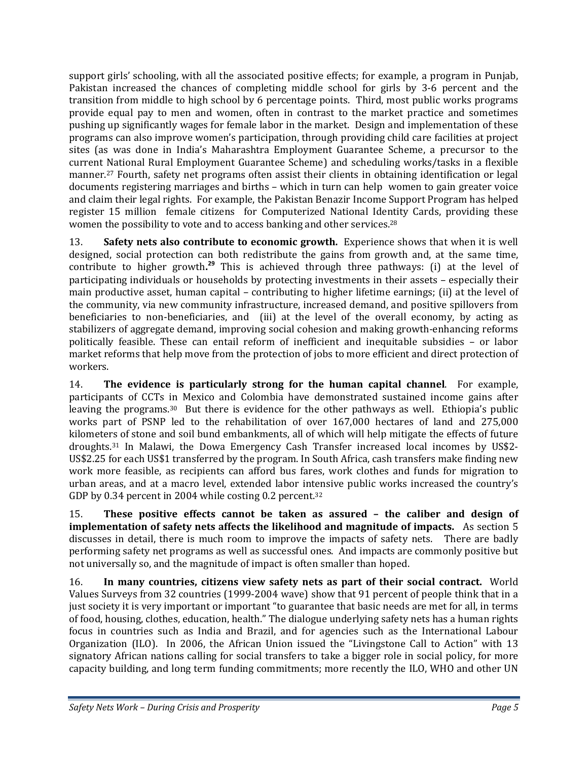support girls' schooling, with all the associated positive effects; for example, a program in Punjab, Pakistan increased the chances of completing middle school for girls by 3-6 percent and the transition from middle to high school by 6 percentage points. Third, most public works programs provide equal pay to men and women, often in contrast to the market practice and sometimes pushing up significantly wages for female labor in the market. Design and implementation of these programs can also improve women's participation, through providing child care facilities at project sites (as was done in India's Maharashtra Employment Guarantee Scheme, a precursor to the current National Rural Employment Guarantee Scheme) and scheduling works/tasks in a flexible manner.[27] Fourth, safety net programs often assist their clients in obtaining identification or legal documents registering marriages and births – which in turn can help women to gain greater voice and claim their legal rights. For example, the Pakistan Benazir Income Support Program has helped register 15 million female citizens for Computerized National Identity Cards, providing these women the possibility to vote and to access banking and other services.[28]

13. **Safety nets also contribute to economic growth.** Experience shows that when it is well designed, social protection can both redistribute the gains from growth and, at the same time, contribute to higher growth.[29] This is achieved through three pathways: (i) at the level of participating individuals or households by protecting investments in their assets – especially their main productive asset, human capital – contributing to higher lifetime earnings; (ii) at the level of the community, via new community infrastructure, increased demand, and positive spillovers from beneficiaries to non-beneficiaries, and (iii) at the level of the overall economy, by acting as stabilizers of aggregate demand, improving social cohesion and making growth-enhancing reforms politically feasible. These can entail reform of inefficient and inequitable subsidies – or labor market reforms that help move from the protection of jobs to more efficient and direct protection of workers.

14. **The evidence is particularly strong for the human capital channel**. For example, participants of CCTs in Mexico and Colombia have demonstrated sustained income gains after leaving the programs.[30] But there is evidence for the other pathways as well. Ethiopia's public works part of PSNP led to the rehabilitation of over 167,000 hectares of land and 275,000 kilometers of stone and soil bund embankments, all of which will help mitigate the effects of future droughts.[31] In Malawi, the Dowa Emergency Cash Transfer increased local incomes by US$2-US$2.25 for each US$1 transferred by the program. In South Africa, cash transfers make finding new work more feasible, as recipients can afford bus fares, work clothes and funds for migration to urban areas, and at a macro level, extended labor intensive public works increased the country's GDP by 0.34 percent in 2004 while costing 0.2 percent.[32]

15. **These positive effects cannot be taken as assured – the caliber and design of implementation of safety nets affects the likelihood and magnitude of impacts.** As section 5 discusses in detail, there is much room to improve the impacts of safety nets. There are badly performing safety net programs as well as successful ones. And impacts are commonly positive but not universally so, and the magnitude of impact is often smaller than hoped.

16. **In many countries, citizens view safety nets as part of their social contract.** World Values Surveys from 32 countries (1999-2004 wave) show that 91 percent of people think that in a just society it is very important or important "to guarantee that basic needs are met for all, in terms of food, housing, clothes, education, health." The dialogue underlying safety nets has a human rights focus in countries such as India and Brazil, and for agencies such as the International Labour Organization (ILO). In 2006, the African Union issued the "Livingstone Call to Action" with 13 signatory African nations calling for social transfers to take a bigger role in social policy, for more capacity building, and long term funding commitments; more recently the ILO, WHO and other UN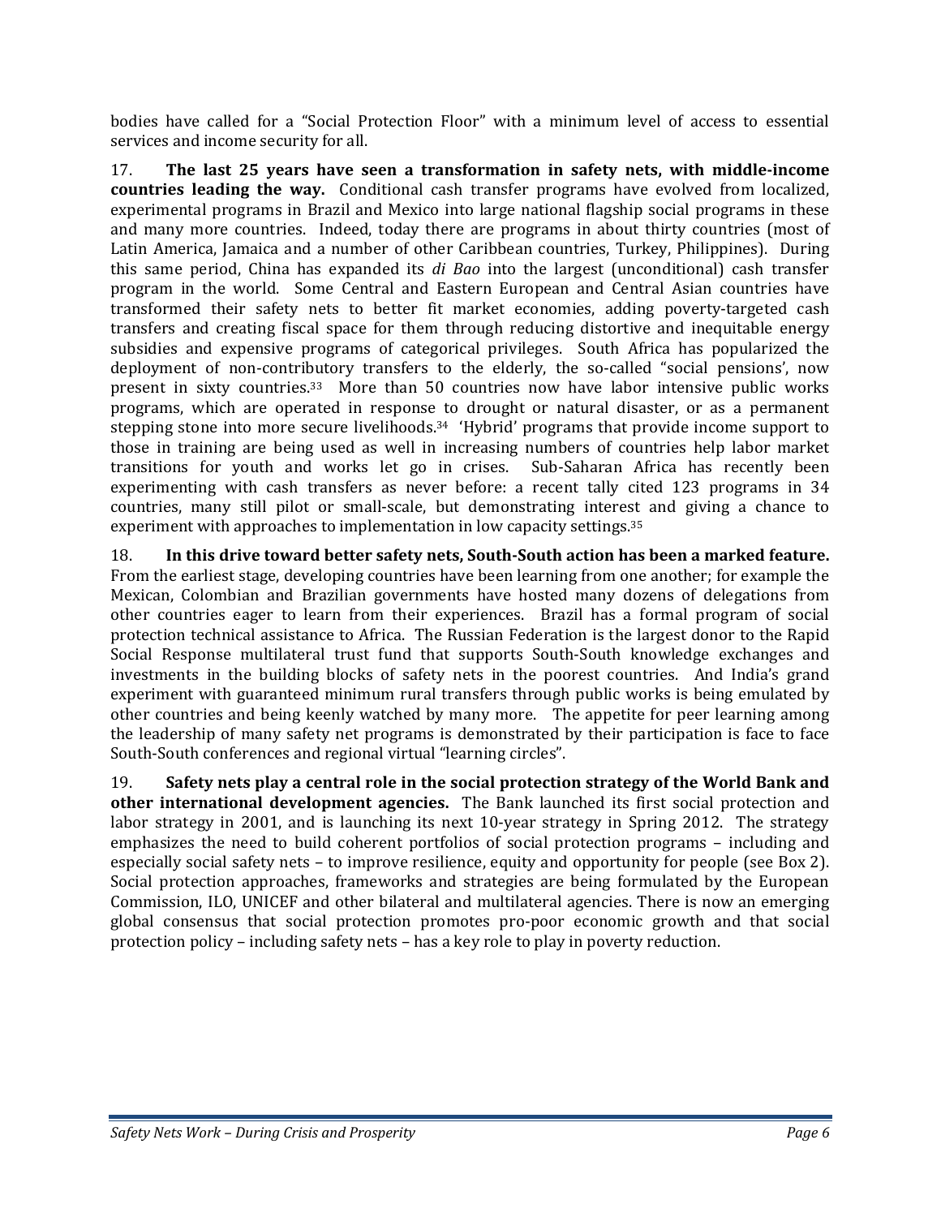bodies have called for a "Social Protection Floor" with a minimum level of access to essential services and income security for all.

17. **The last 25 years have seen a transformation in safety nets, with middle-income countries leading the way.** Conditional cash transfer programs have evolved from localized, experimental programs in Brazil and Mexico into large national flagship social programs in these and many more countries. Indeed, today there are programs in about thirty countries (most of Latin America, Jamaica and a number of other Caribbean countries, Turkey, Philippines). During this same period, China has expanded its *di Bao* into the largest (unconditional) cash transfer program in the world. Some Central and Eastern European and Central Asian countries have transformed their safety nets to better fit market economies, adding poverty-targeted cash transfers and creating fiscal space for them through reducing distortive and inequitable energy subsidies and expensive programs of categorical privileges. South Africa has popularized the deployment of non-contributory transfers to the elderly, the so-called "social pensions', now present in sixty countries.[33] More than 50 countries now have labor intensive public works programs, which are operated in response to drought or natural disaster, or as a permanent stepping stone into more secure livelihoods.[34] 'Hybrid' programs that provide income support to those in training are being used as well in increasing numbers of countries help labor market transitions for youth and works let go in crises. Sub-Saharan Africa has recently been experimenting with cash transfers as never before: a recent tally cited 123 programs in 34 countries, many still pilot or small-scale, but demonstrating interest and giving a chance to experiment with approaches to implementation in low capacity settings.[35]

18. **In this drive toward better safety nets, South-South action has been a marked feature.** From the earliest stage, developing countries have been learning from one another; for example the Mexican, Colombian and Brazilian governments have hosted many dozens of delegations from other countries eager to learn from their experiences. Brazil has a formal program of social protection technical assistance to Africa. The Russian Federation is the largest donor to the Rapid Social Response multilateral trust fund that supports South-South knowledge exchanges and investments in the building blocks of safety nets in the poorest countries. And India's grand experiment with guaranteed minimum rural transfers through public works is being emulated by other countries and being keenly watched by many more. The appetite for peer learning among the leadership of many safety net programs is demonstrated by their participation is face to face South-South conferences and regional virtual "learning circles".

19. **Safety nets play a central role in the social protection strategy of the World Bank and other international development agencies.** The Bank launched its first social protection and labor strategy in 2001, and is launching its next 10-year strategy in Spring 2012. The strategy emphasizes the need to build coherent portfolios of social protection programs – including and especially social safety nets – to improve resilience, equity and opportunity for people (see Box 2). Social protection approaches, frameworks and strategies are being formulated by the European Commission, ILO, UNICEF and other bilateral and multilateral agencies. There is now an emerging global consensus that social protection promotes pro-poor economic growth and that social protection policy – including safety nets – has a key role to play in poverty reduction.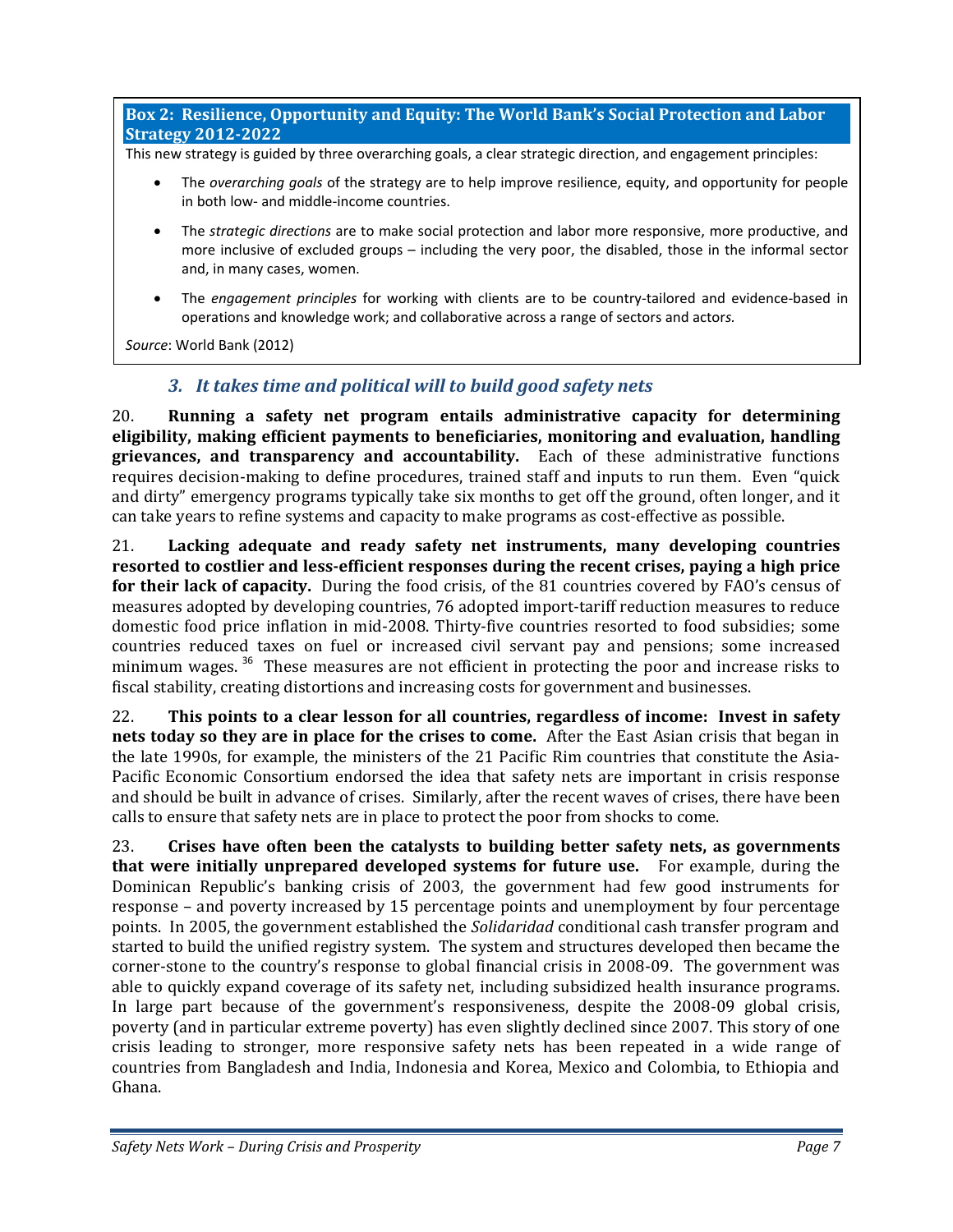**Box 2: Resilience, Opportunity and Equity: The World Bank's Social Protection and Labor Strategy 2012-2022**

This new strategy is guided by three overarching goals, a clear strategic direction, and engagement principles:

- The *overarching goals* of the strategy are to help improve resilience, equity, and opportunity for people in both low- and middle-income countries.
- The *strategic directions* are to make social protection and labor more responsive, more productive, and more inclusive of excluded groups – including the very poor, the disabled, those in the informal sector and, in many cases, women.
- The *engagement principles* for working with clients are to be country-tailored and evidence-based in operations and knowledge work; and collaborative across a range of sectors and actors.

*Source*: World Bank (2012)

### *3. It takes time and political will to build good safety nets*

20. **Running a safety net program entails administrative capacity for determining eligibility, making efficient payments to beneficiaries, monitoring and evaluation, handling grievances, and transparency and accountability.** Each of these administrative functions requires decision-making to define procedures, trained staff and inputs to run them. Even "quick and dirty" emergency programs typically take six months to get off the ground, often longer, and it can take years to refine systems and capacity to make programs as cost-effective as possible.

21. **Lacking adequate and ready safety net instruments, many developing countries resorted to costlier and less-efficient responses during the recent crises, paying a high price for their lack of capacity.** During the food crisis, of the 81 countries covered by FAO's census of measures adopted by developing countries, 76 adopted import-tariff reduction measures to reduce domestic food price inflation in mid-2008. Thirty-five countries resorted to food subsidies; some countries reduced taxes on fuel or increased civil servant pay and pensions; some increased minimum wages. [36] These measures are not efficient in protecting the poor and increase risks to fiscal stability, creating distortions and increasing costs for government and businesses.

22. **This points to a clear lesson for all countries, regardless of income: Invest in safety nets today so they are in place for the crises to come.** After the East Asian crisis that began in the late 1990s, for example, the ministers of the 21 Pacific Rim countries that constitute the Asia-Pacific Economic Consortium endorsed the idea that safety nets are important in crisis response and should be built in advance of crises. Similarly, after the recent waves of crises, there have been calls to ensure that safety nets are in place to protect the poor from shocks to come.

23. **Crises have often been the catalysts to building better safety nets, as governments that were initially unprepared developed systems for future use.** For example, during the Dominican Republic's banking crisis of 2003, the government had few good instruments for response – and poverty increased by 15 percentage points and unemployment by four percentage points. In 2005, the government established the *Solidaridad* conditional cash transfer program and started to build the unified registry system. The system and structures developed then became the corner-stone to the country's response to global financial crisis in 2008-09. The government was able to quickly expand coverage of its safety net, including subsidized health insurance programs. In large part because of the government's responsiveness, despite the 2008-09 global crisis, poverty (and in particular extreme poverty) has even slightly declined since 2007. This story of one crisis leading to stronger, more responsive safety nets has been repeated in a wide range of countries from Bangladesh and India, Indonesia and Korea, Mexico and Colombia, to Ethiopia and Ghana.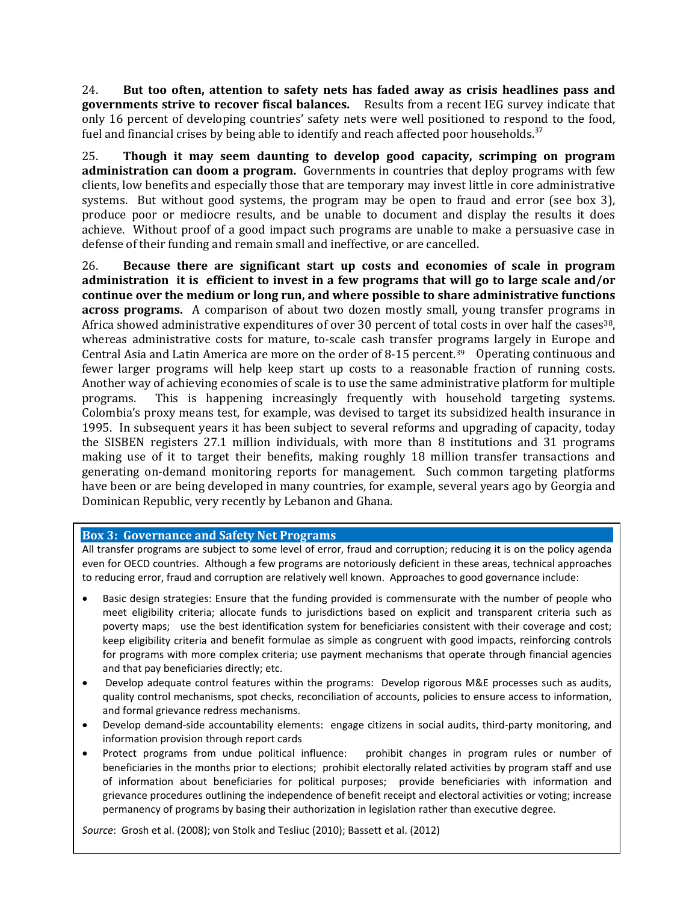24. **But too often, attention to safety nets has faded away as crisis headlines pass and governments strive to recover fiscal balances.** Results from a recent IEG survey indicate that only 16 percent of developing countries' safety nets were well positioned to respond to the food, fuel and financial crises by being able to identify and reach affected poor households.[37]

25. **Though it may seem daunting to develop good capacity, scrimping on program administration can doom a program.** Governments in countries that deploy programs with few clients, low benefits and especially those that are temporary may invest little in core administrative systems. But without good systems, the program may be open to fraud and error (see box 3), produce poor or mediocre results, and be unable to document and display the results it does achieve. Without proof of a good impact such programs are unable to make a persuasive case in defense of their funding and remain small and ineffective, or are cancelled.

26. **Because there are significant start up costs and economies of scale in program administration it is efficient to invest in a few programs that will go to large scale and/or continue over the medium or long run, and where possible to share administrative functions across programs.** A comparison of about two dozen mostly small, young transfer programs in Africa showed administrative expenditures of over 30 percent of total costs in over half the cases[38], whereas administrative costs for mature, to-scale cash transfer programs largely in Europe and Central Asia and Latin America are more on the order of 8-15 percent.[39] Operating continuous and fewer larger programs will help keep start up costs to a reasonable fraction of running costs. Another way of achieving economies of scale is to use the same administrative platform for multiple programs. This is happening increasingly frequently with household targeting systems. Colombia's proxy means test, for example, was devised to target its subsidized health insurance in 1995. In subsequent years it has been subject to several reforms and upgrading of capacity, today the SISBEN registers 27.1 million individuals, with more than 8 institutions and 31 programs making use of it to target their benefits, making roughly 18 million transfer transactions and generating on-demand monitoring reports for management. Such common targeting platforms have been or are being developed in many countries, for example, several years ago by Georgia and Dominican Republic, very recently by Lebanon and Ghana.

**Box 3: Governance and Safety Net Programs**

All transfer programs are subject to some level of error, fraud and corruption; reducing it is on the policy agenda even for OECD countries. Although a few programs are notoriously deficient in these areas, technical approaches to reducing error, fraud and corruption are relatively well known. Approaches to good governance include:

- Basic design strategies: Ensure that the funding provided is commensurate with the number of people who meet eligibility criteria; allocate funds to jurisdictions based on explicit and transparent criteria such as poverty maps; use the best identification system for beneficiaries consistent with their coverage and cost; keep eligibility criteria and benefit formulae as simple as congruent with good impacts, reinforcing controls for programs with more complex criteria; use payment mechanisms that operate through financial agencies and that pay beneficiaries directly; etc.
- Develop adequate control features within the programs: Develop rigorous M&E processes such as audits, quality control mechanisms, spot checks, reconciliation of accounts, policies to ensure access to information, and formal grievance redress mechanisms.
- Develop demand-side accountability elements: engage citizens in social audits, third-party monitoring, and information provision through report cards
- Protect programs from undue political influence: prohibit changes in program rules or number of beneficiaries in the months prior to elections; prohibit electorally related activities by program staff and use of information about beneficiaries for political purposes; provide beneficiaries with information and grievance procedures outlining the independence of benefit receipt and electoral activities or voting; increase permanency of programs by basing their authorization in legislation rather than executive degree.

*Source*: Grosh et al. (2008); von Stolk and Tesliuc (2010); Bassett et al. (2012)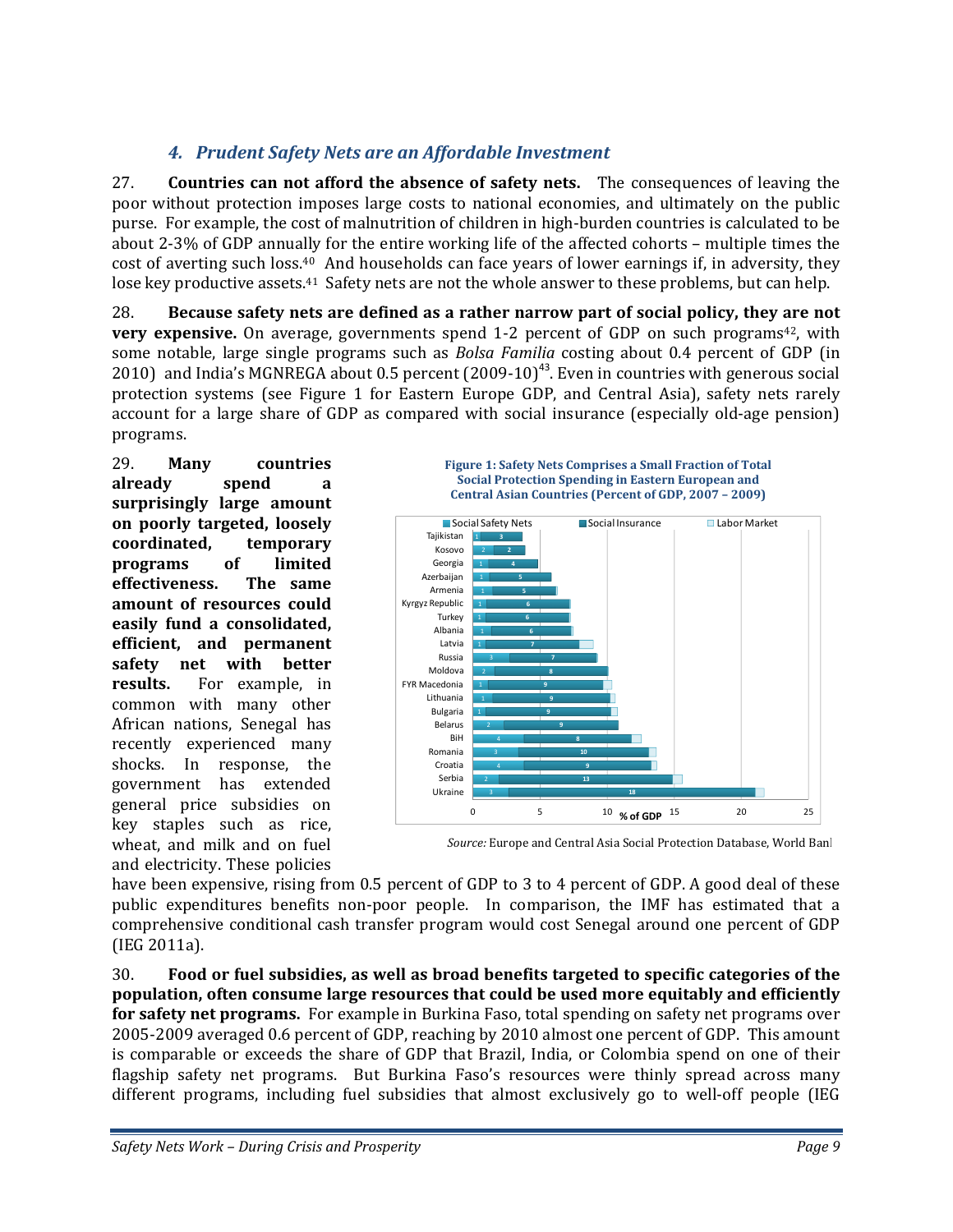### 4. *Prudent Safety Nets are an Affordable Investment*

27. **Countries can not afford the absence of safety nets.** The consequences of leaving the poor without protection imposes large costs to national economies, and ultimately on the public purse. For example, the cost of malnutrition of children in high-burden countries is calculated to be about 2-3% of GDP annually for the entire working life of the affected cohorts – multiple times the cost of averting such loss.[40] And households can face years of lower earnings if, in adversity, they lose key productive assets.[41] Safety nets are not the whole answer to these problems, but can help.

28. **Because safety nets are defined as a rather narrow part of social policy, they are not very expensive.** On average, governments spend 1-2 percent of GDP on such programs[42], with some notable, large single programs such as *Bolsa Familia* costing about 0.4 percent of GDP (in 2010) and India's MGNREGA about 0.5 percent (2009-10)[43]. Even in countries with generous social protection systems (see Figure 1 for Eastern Europe GDP, and Central Asia), safety nets rarely account for a large share of GDP as compared with social insurance (especially old-age pension) programs.

29. **Many countries already spend a surprisingly large amount on poorly targeted, loosely coordinated, temporary programs of limited effectiveness. The same amount of resources could easily fund a consolidated, efficient, and permanent safety net with better results.** For example, in common with many other African nations, Senegal has recently experienced many shocks. In response, the government has extended general price subsidies on key staples such as rice, wheat, and milk and on fuel and electricity. These policies have been expensive, rising from 0.5 percent of GDP to 3 to 4 percent of GDP. A good deal of these public expenditures benefits non-poor people. In comparison, the IMF has estimated that a comprehensive conditional cash transfer program would cost Senegal around one percent of GDP (IEG 2011a).

**Figure 1: Safety Nets Comprises a Small Fraction of Total Social Protection Spending in Eastern European and Central Asian Countries (Percent of GDP, 2007 – 2009)**

*Source:* Europe and Central Asia Social Protection Database, World Bank

30. **Food or fuel subsidies, as well as broad benefits targeted to specific categories of the population, often consume large resources that could be used more equitably and efficiently for safety net programs.** For example in Burkina Faso, total spending on safety net programs over 2005-2009 averaged 0.6 percent of GDP, reaching by 2010 almost one percent of GDP. This amount is comparable or exceeds the share of GDP that Brazil, India, or Colombia spend on one of their flagship safety net programs. But Burkina Faso's resources were thinly spread across many different programs, including fuel subsidies that almost exclusively go to well-off people (IEG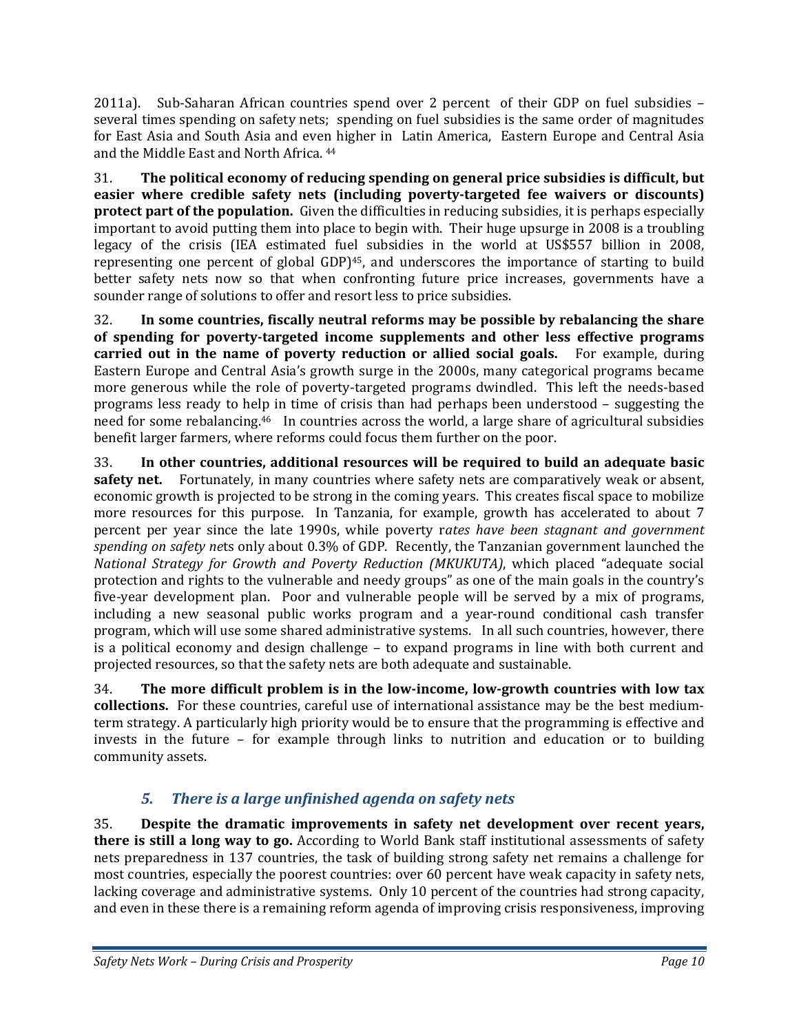2011a). Sub-Saharan African countries spend over 2 percent of their GDP on fuel subsidies – several times spending on safety nets; spending on fuel subsidies is the same order of magnitudes for East Asia and South Asia and even higher in Latin America, Eastern Europe and Central Asia and the Middle East and North Africa. [44]

31. **The political economy of reducing spending on general price subsidies is difficult, but easier where credible safety nets (including poverty-targeted fee waivers or discounts) protect part of the population.** Given the difficulties in reducing subsidies, it is perhaps especially important to avoid putting them into place to begin with. Their huge upsurge in 2008 is a troubling legacy of the crisis (IEA estimated fuel subsidies in the world at US$557 billion in 2008, representing one percent of global GDP)[45], and underscores the importance of starting to build better safety nets now so that when confronting future price increases, governments have a sounder range of solutions to offer and resort less to price subsidies.

32. **In some countries, fiscally neutral reforms may be possible by rebalancing the share of spending for poverty-targeted income supplements and other less effective programs carried out in the name of poverty reduction or allied social goals.** For example, during Eastern Europe and Central Asia's growth surge in the 2000s, many categorical programs became more generous while the role of poverty-targeted programs dwindled. This left the needs-based programs less ready to help in time of crisis than had perhaps been understood – suggesting the need for some rebalancing.[46] In countries across the world, a large share of agricultural subsidies benefit larger farmers, where reforms could focus them further on the poor.

33. **In other countries, additional resources will be required to build an adequate basic safety net.** Fortunately, in many countries where safety nets are comparatively weak or absent, economic growth is projected to be strong in the coming years. This creates fiscal space to mobilize more resources for this purpose. In Tanzania, for example, growth has accelerated to about 7 percent per year since the late 1990s, while poverty r*ates have been stagnant and government spending on safety ne*ts only about 0.3% of GDP. Recently, the Tanzanian government launched the *National Strategy for Growth and Poverty Reduction (MKUKUTA)*, which placed "adequate social protection and rights to the vulnerable and needy groups" as one of the main goals in the country's five-year development plan. Poor and vulnerable people will be served by a mix of programs, including a new seasonal public works program and a year-round conditional cash transfer program, which will use some shared administrative systems. In all such countries, however, there is a political economy and design challenge – to expand programs in line with both current and projected resources, so that the safety nets are both adequate and sustainable.

34. **The more difficult problem is in the low-income, low-growth countries with low tax collections.** For these countries, careful use of international assistance may be the best medium-term strategy. A particularly high priority would be to ensure that the programming is effective and invests in the future – for example through links to nutrition and education or to building community assets.

## *5. There is a large unfinished agenda on safety nets*

35. **Despite the dramatic improvements in safety net development over recent years, there is still a long way to go.** According to World Bank staff institutional assessments of safety nets preparedness in 137 countries, the task of building strong safety net remains a challenge for most countries, especially the poorest countries: over 60 percent have weak capacity in safety nets, lacking coverage and administrative systems. Only 10 percent of the countries had strong capacity, and even in these there is a remaining reform agenda of improving crisis responsiveness, improving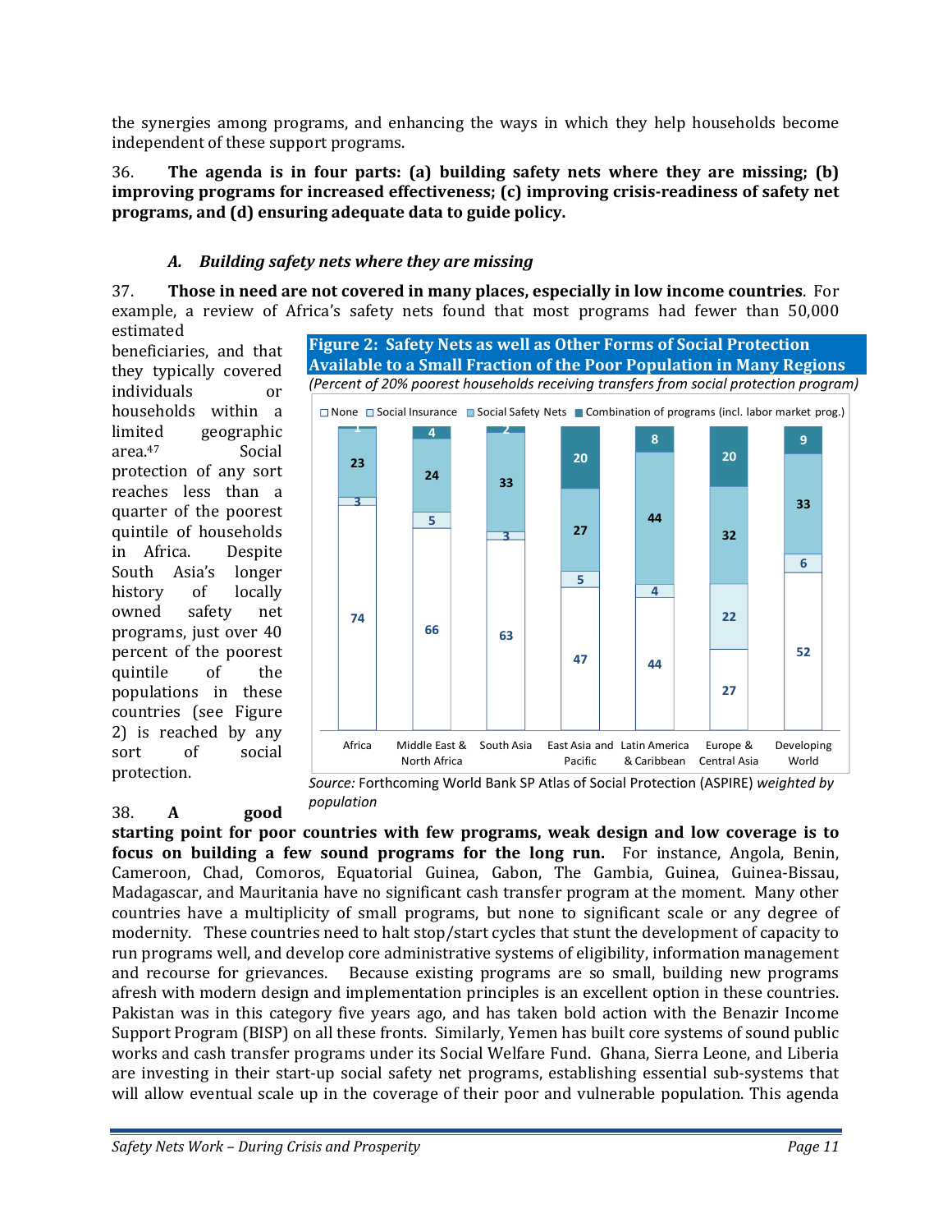the synergies among programs, and enhancing the ways in which they help households become independent of these support programs.

36. **The agenda is in four parts: (a) building safety nets where they are missing; (b) improving programs for increased effectiveness; (c) improving crisis-readiness of safety net programs, and (d) ensuring adequate data to guide policy.**

### *A. Building safety nets where they are missing*

37. **Those in need are not covered in many places, especially in low income countries**. For example, a review of Africa's safety nets found that most programs had fewer than 50,000 estimated beneficiaries, and that they typically covered individuals or households within a limited geographic area.[47] Social protection of any sort reaches less than a quarter of the poorest quintile of households in Africa. Despite South Asia's longer history of locally owned safety net programs, just over 40 percent of the poorest quintile of the populations in these countries (see Figure 2) is reached by any sort of social protection.

**Figure 2: Safety Nets as well as Other Forms of Social Protection Available to a Small Fraction of the Poor Population in Many Regions**

*(Percent of 20% poorest households receiving transfers from social protection program)*

| | None | Social Insurance | Social Safety Nets | Combination of programs (incl. labor market prog.) |
|---|---|---|---|---|
| Africa | 74 | 3 | 23 | 1 |
| Middle East & North Africa | 66 | 5 | 24 | 4 |
| South Asia | 63 | 3 | 33 | 2 |
| East Asia and Pacific | 47 | 5 | 27 | 20 |
| Latin America & Caribbean | 44 | 4 | 44 | 8 |
| Europe & Central Asia | 27 | 22 | 32 | 20 |
| Developing World | 52 | 6 | 33 | 9 |

*Source:* Forthcoming World Bank SP Atlas of Social Protection (ASPIRE) *weighted by population*

38. **A good starting point for poor countries with few programs, weak design and low coverage is to focus on building a few sound programs for the long run.** For instance, Angola, Benin, Cameroon, Chad, Comoros, Equatorial Guinea, Gabon, The Gambia, Guinea, Guinea-Bissau, Madagascar, and Mauritania have no significant cash transfer program at the moment. Many other countries have a multiplicity of small programs, but none to significant scale or any degree of modernity. These countries need to halt stop/start cycles that stunt the development of capacity to run programs well, and develop core administrative systems of eligibility, information management and recourse for grievances. Because existing programs are so small, building new programs afresh with modern design and implementation principles is an excellent option in these countries. Pakistan was in this category five years ago, and has taken bold action with the Benazir Income Support Program (BISP) on all these fronts. Similarly, Yemen has built core systems of sound public works and cash transfer programs under its Social Welfare Fund. Ghana, Sierra Leone, and Liberia are investing in their start-up social safety net programs, establishing essential sub-systems that will allow eventual scale up in the coverage of their poor and vulnerable population. This agenda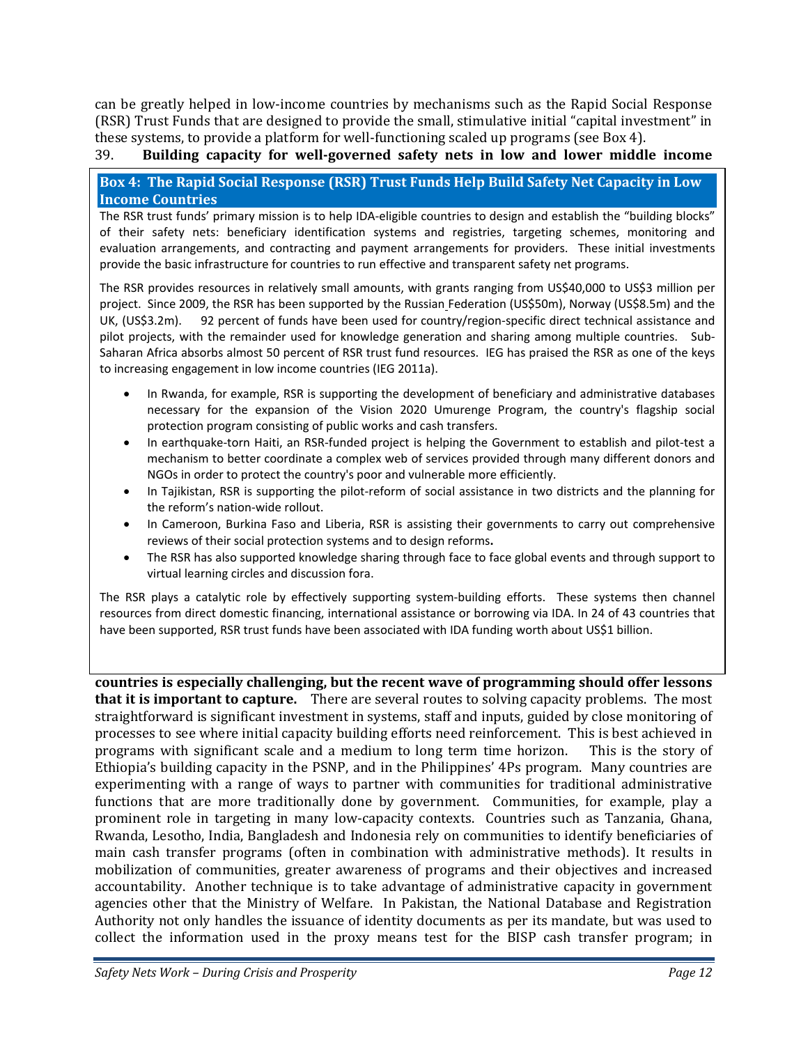can be greatly helped in low-income countries by mechanisms such as the Rapid Social Response (RSR) Trust Funds that are designed to provide the small, stimulative initial "capital investment" in these systems, to provide a platform for well-functioning scaled up programs (see Box 4).

39. **Building capacity for well-governed safety nets in low and lower middle income countries is especially challenging, but the recent wave of programming should offer lessons that it is important to capture.** There are several routes to solving capacity problems. The most straightforward is significant investment in systems, staff and inputs, guided by close monitoring of processes to see where initial capacity building efforts need reinforcement. This is best achieved in programs with significant scale and a medium to long term time horizon. This is the story of Ethiopia's building capacity in the PSNP, and in the Philippines' 4Ps program. Many countries are experimenting with a range of ways to partner with communities for traditional administrative functions that are more traditionally done by government. Communities, for example, play a prominent role in targeting in many low-capacity contexts. Countries such as Tanzania, Ghana, Rwanda, Lesotho, India, Bangladesh and Indonesia rely on communities to identify beneficiaries of main cash transfer programs (often in combination with administrative methods). It results in mobilization of communities, greater awareness of programs and their objectives and increased accountability. Another technique is to take advantage of administrative capacity in government agencies other that the Ministry of Welfare. In Pakistan, the National Database and Registration Authority not only handles the issuance of identity documents as per its mandate, but was used to collect the information used in the proxy means test for the BISP cash transfer program; in

> **Box 4: The Rapid Social Response (RSR) Trust Funds Help Build Safety Net Capacity in Low Income Countries**
>
> The RSR trust funds' primary mission is to help IDA-eligible countries to design and establish the "building blocks" of their safety nets: beneficiary identification systems and registries, targeting schemes, monitoring and evaluation arrangements, and contracting and payment arrangements for providers. These initial investments provide the basic infrastructure for countries to run effective and transparent safety net programs.
>
> The RSR provides resources in relatively small amounts, with grants ranging from US$40,000 to US$3 million per project. Since 2009, the RSR has been supported by the Russian Federation (US$50m), Norway (US$8.5m) and the UK, (US$3.2m). 92 percent of funds have been used for country/region-specific direct technical assistance and pilot projects, with the remainder used for knowledge generation and sharing among multiple countries. Sub-Saharan Africa absorbs almost 50 percent of RSR trust fund resources. IEG has praised the RSR as one of the keys to increasing engagement in low income countries (IEG 2011a).
>
> - In Rwanda, for example, RSR is supporting the development of beneficiary and administrative databases necessary for the expansion of the Vision 2020 Umurenge Program, the country's flagship social protection program consisting of public works and cash transfers.
> - In earthquake-torn Haiti, an RSR-funded project is helping the Government to establish and pilot-test a mechanism to better coordinate a complex web of services provided through many different donors and NGOs in order to protect the country's poor and vulnerable more efficiently.
> - In Tajikistan, RSR is supporting the pilot-reform of social assistance in two districts and the planning for the reform's nation-wide rollout.
> - In Cameroon, Burkina Faso and Liberia, RSR is assisting their governments to carry out comprehensive reviews of their social protection systems and to design reforms.
> - The RSR has also supported knowledge sharing through face to face global events and through support to virtual learning circles and discussion fora.
>
> The RSR plays a catalytic role by effectively supporting system-building efforts. These systems then channel resources from direct domestic financing, international assistance or borrowing via IDA. In 24 of 43 countries that have been supported, RSR trust funds have been associated with IDA funding worth about US$1 billion.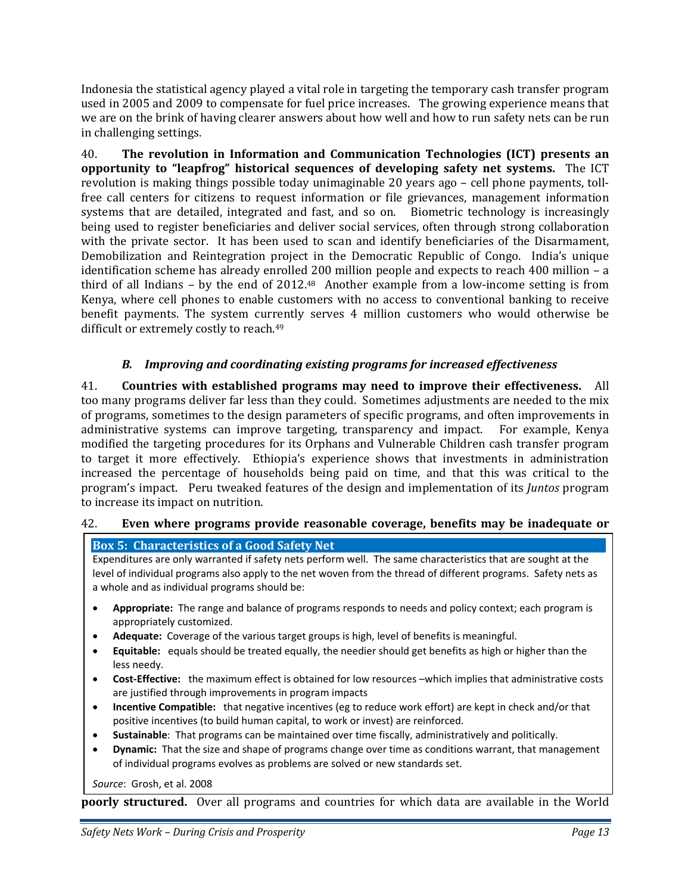Indonesia the statistical agency played a vital role in targeting the temporary cash transfer program used in 2005 and 2009 to compensate for fuel price increases. The growing experience means that we are on the brink of having clearer answers about how well and how to run safety nets can be run in challenging settings.

40. **The revolution in Information and Communication Technologies (ICT) presents an opportunity to "leapfrog" historical sequences of developing safety net systems.** The ICT revolution is making things possible today unimaginable 20 years ago – cell phone payments, toll-free call centers for citizens to request information or file grievances, management information systems that are detailed, integrated and fast, and so on. Biometric technology is increasingly being used to register beneficiaries and deliver social services, often through strong collaboration with the private sector. It has been used to scan and identify beneficiaries of the Disarmament, Demobilization and Reintegration project in the Democratic Republic of Congo. India's unique identification scheme has already enrolled 200 million people and expects to reach 400 million – a third of all Indians – by the end of 2012.[48] Another example from a low-income setting is from Kenya, where cell phones to enable customers with no access to conventional banking to receive benefit payments. The system currently serves 4 million customers who would otherwise be difficult or extremely costly to reach.[49]

### *B. Improving and coordinating existing programs for increased effectiveness*

41. **Countries with established programs may need to improve their effectiveness.** All too many programs deliver far less than they could. Sometimes adjustments are needed to the mix of programs, sometimes to the design parameters of specific programs, and often improvements in administrative systems can improve targeting, transparency and impact. For example, Kenya modified the targeting procedures for its Orphans and Vulnerable Children cash transfer program to target it more effectively. Ethiopia's experience shows that investments in administration increased the percentage of households being paid on time, and that this was critical to the program's impact. Peru tweaked features of the design and implementation of its *Juntos* program to increase its impact on nutrition.

42. **Even where programs provide reasonable coverage, benefits may be inadequate or poorly structured.** Over all programs and countries for which data are available in the World

> **Box 5: Characteristics of a Good Safety Net**
>
> Expenditures are only warranted if safety nets perform well. The same characteristics that are sought at the level of individual programs also apply to the net woven from the thread of different programs. Safety nets as a whole and as individual programs should be:
>
> - **Appropriate:** The range and balance of programs responds to needs and policy context; each program is appropriately customized.
> - **Adequate:** Coverage of the various target groups is high, level of benefits is meaningful.
> - **Equitable:** equals should be treated equally, the needier should get benefits as high or higher than the less needy.
> - **Cost-Effective:** the maximum effect is obtained for low resources –which implies that administrative costs are justified through improvements in program impacts
> - **Incentive Compatible:** that negative incentives (eg to reduce work effort) are kept in check and/or that positive incentives (to build human capital, to work or invest) are reinforced.
> - **Sustainable**: That programs can be maintained over time fiscally, administratively and politically.
> - **Dynamic:** That the size and shape of programs change over time as conditions warrant, that management of individual programs evolves as problems are solved or new standards set.
>
> *Source*: Grosh, et al. 2008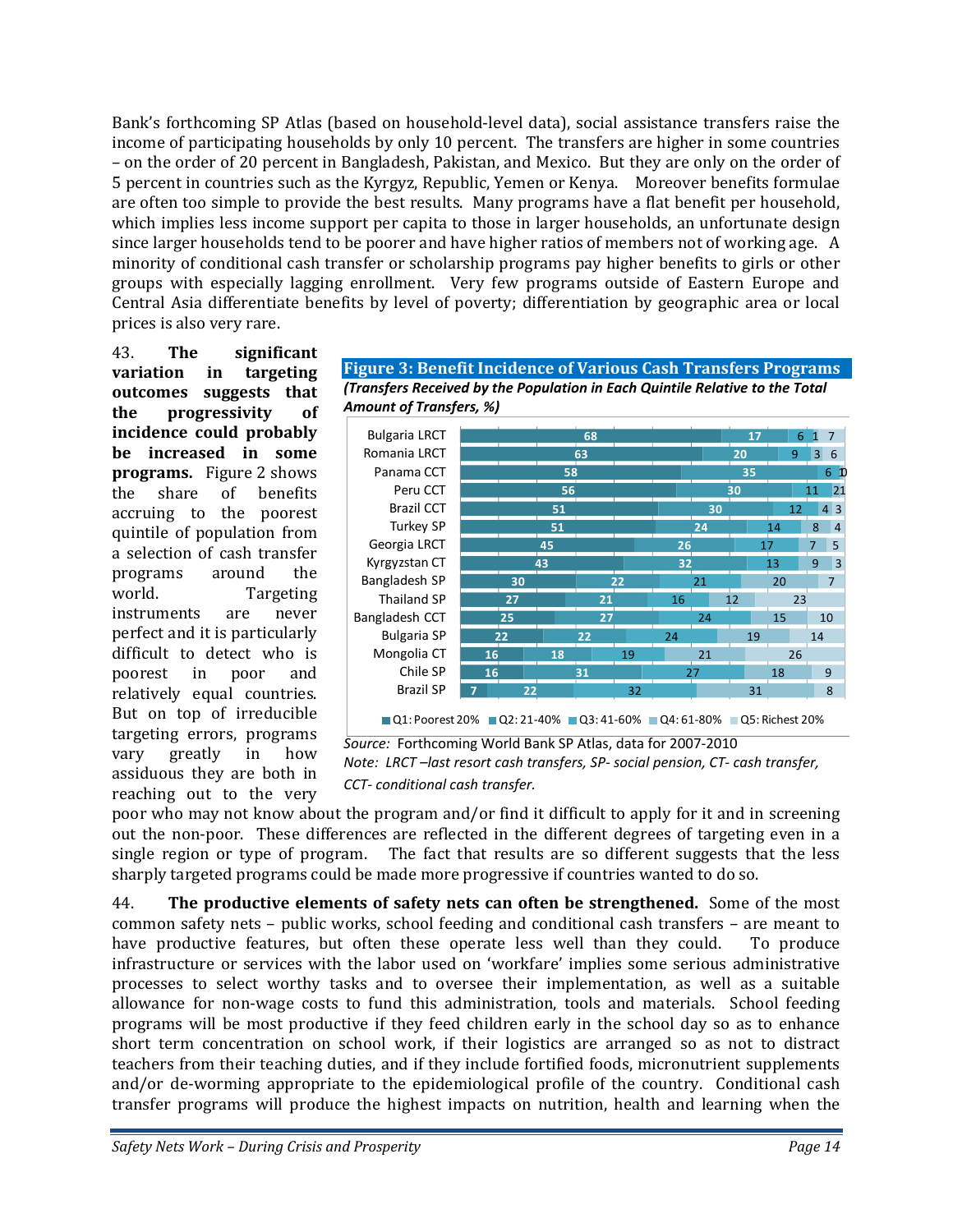Bank's forthcoming SP Atlas (based on household-level data), social assistance transfers raise the income of participating households by only 10 percent. The transfers are higher in some countries – on the order of 20 percent in Bangladesh, Pakistan, and Mexico. But they are only on the order of 5 percent in countries such as the Kyrgyz, Republic, Yemen or Kenya. Moreover benefits formulae are often too simple to provide the best results. Many programs have a flat benefit per household, which implies less income support per capita to those in larger households, an unfortunate design since larger households tend to be poorer and have higher ratios of members not of working age. A minority of conditional cash transfer or scholarship programs pay higher benefits to girls or other groups with especially lagging enrollment. Very few programs outside of Eastern Europe and Central Asia differentiate benefits by level of poverty; differentiation by geographic area or local prices is also very rare.

43. **The significant variation in targeting outcomes suggests that the progressivity of incidence could probably be increased in some programs.** Figure 2 shows the share of benefits accruing to the poorest quintile of population from a selection of cash transfer programs around the world. Targeting instruments are never perfect and it is particularly difficult to detect who is poorest in poor and relatively equal countries. But on top of irreducible targeting errors, programs vary greatly in how assiduous they are both in reaching out to the very poor who may not know about the program and/or find it difficult to apply for it and in screening out the non-poor. These differences are reflected in the different degrees of targeting even in a single region or type of program. The fact that results are so different suggests that the less sharply targeted programs could be made more progressive if countries wanted to do so.

**Figure 3: Benefit Incidence of Various Cash Transfers Programs**

***(Transfers Received by the Population in Each Quintile Relative to the Total Amount of Transfers, %)***

| Program | Q1: Poorest 20% | Q2: 21-40% | Q3: 41-60% | Q4: 61-80% | Q5: Richest 20% |
|---|---|---|---|---|---|
| Bulgaria LRCT | 68 | 17 | 6 | 1 | 7 |
| Romania LRCT | 63 | 20 | 9 | 3 | 6 |
| Panama CCT | 58 | 35 | 6 | 1 | 0 |
| Peru CCT | 56 | 30 | 11 | 2 | 1 |
| Brazil CCT | 51 | 30 | 12 | 4 | 3 |
| Turkey SP | 51 | 24 | 14 | 8 | 4 |
| Georgia LRCT | 45 | 26 | 17 | 7 | 5 |
| Kyrgyzstan CT | 43 | 32 | 13 | 9 | 3 |
| Bangladesh SP | 30 | 22 | 21 | 20 | 7 |
| Thailand SP | 27 | 21 | 16 | 12 | 23 |
| Bangladesh CCT | 25 | 27 | 24 | 15 | 10 |
| Bulgaria SP | 22 | 22 | 24 | 19 | 14 |
| Mongolia CT | 16 | 18 | 19 | 21 | 26 |
| Chile SP | 16 | 31 | 27 | 18 | 9 |
| Brazil SP | 7 | 22 | 32 | 31 | 8 |

*Source:* Forthcoming World Bank SP Atlas, data for 2007-2010

*Note: LRCT –last resort cash transfers, SP- social pension, CT- cash transfer, CCT- conditional cash transfer.*

44. **The productive elements of safety nets can often be strengthened.** Some of the most common safety nets – public works, school feeding and conditional cash transfers – are meant to have productive features, but often these operate less well than they could. To produce infrastructure or services with the labor used on 'workfare' implies some serious administrative processes to select worthy tasks and to oversee their implementation, as well as a suitable allowance for non-wage costs to fund this administration, tools and materials. School feeding programs will be most productive if they feed children early in the school day so as to enhance short term concentration on school work, if their logistics are arranged so as not to distract teachers from their teaching duties, and if they include fortified foods, micronutrient supplements and/or de-worming appropriate to the epidemiological profile of the country. Conditional cash transfer programs will produce the highest impacts on nutrition, health and learning when the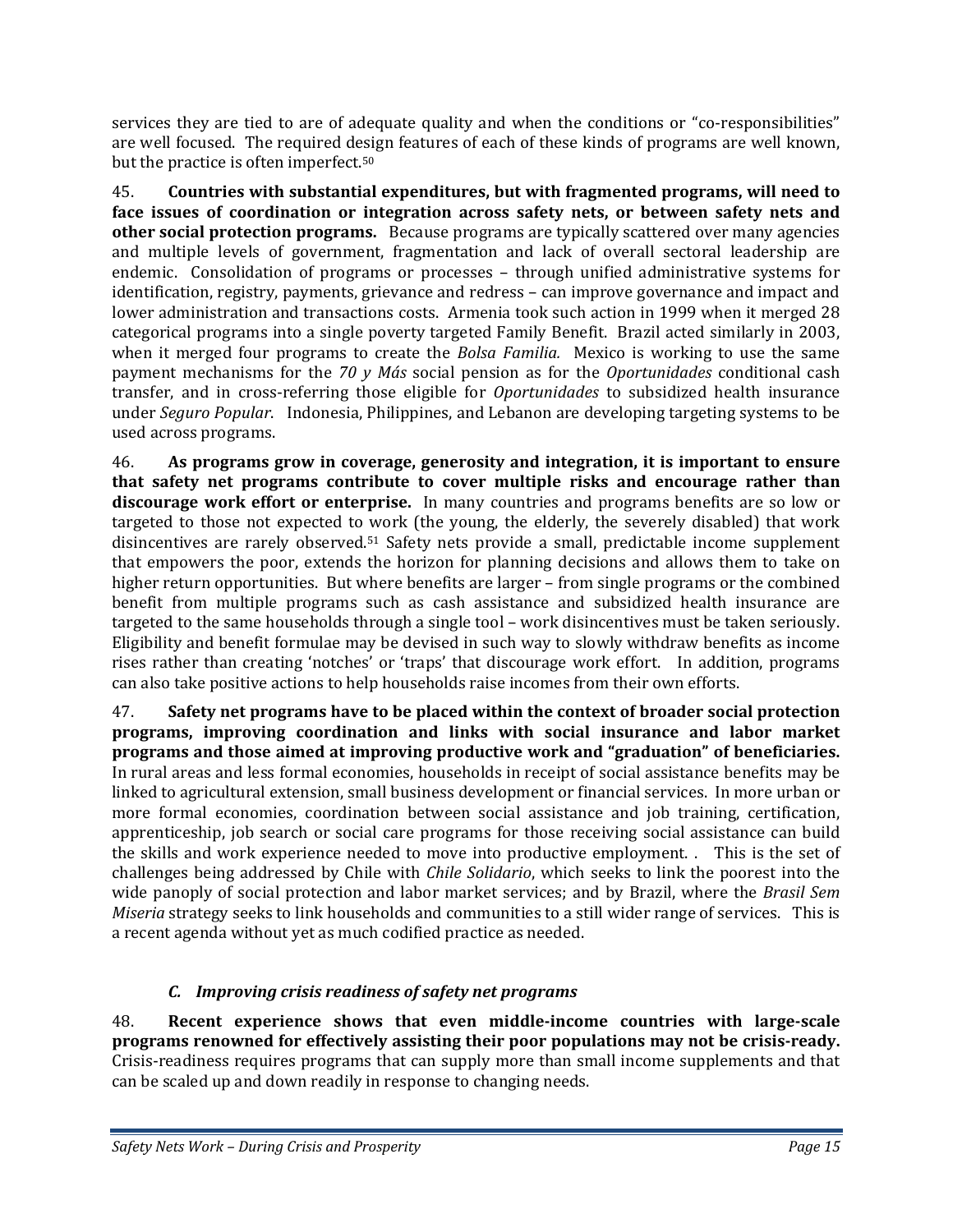services they are tied to are of adequate quality and when the conditions or "co-responsibilities" are well focused. The required design features of each of these kinds of programs are well known, but the practice is often imperfect.[50]

45. **Countries with substantial expenditures, but with fragmented programs, will need to face issues of coordination or integration across safety nets, or between safety nets and other social protection programs.** Because programs are typically scattered over many agencies and multiple levels of government, fragmentation and lack of overall sectoral leadership are endemic. Consolidation of programs or processes – through unified administrative systems for identification, registry, payments, grievance and redress – can improve governance and impact and lower administration and transactions costs. Armenia took such action in 1999 when it merged 28 categorical programs into a single poverty targeted Family Benefit. Brazil acted similarly in 2003, when it merged four programs to create the *Bolsa Familia.* Mexico is working to use the same payment mechanisms for the *70 y Más* social pension as for the *Oportunidades* conditional cash transfer, and in cross-referring those eligible for *Oportunidades* to subsidized health insurance under *Seguro Popular*. Indonesia, Philippines, and Lebanon are developing targeting systems to be used across programs.

46. **As programs grow in coverage, generosity and integration, it is important to ensure that safety net programs contribute to cover multiple risks and encourage rather than discourage work effort or enterprise.** In many countries and programs benefits are so low or targeted to those not expected to work (the young, the elderly, the severely disabled) that work disincentives are rarely observed.[51] Safety nets provide a small, predictable income supplement that empowers the poor, extends the horizon for planning decisions and allows them to take on higher return opportunities. But where benefits are larger – from single programs or the combined benefit from multiple programs such as cash assistance and subsidized health insurance are targeted to the same households through a single tool – work disincentives must be taken seriously. Eligibility and benefit formulae may be devised in such way to slowly withdraw benefits as income rises rather than creating 'notches' or 'traps' that discourage work effort. In addition, programs can also take positive actions to help households raise incomes from their own efforts.

47. **Safety net programs have to be placed within the context of broader social protection programs, improving coordination and links with social insurance and labor market programs and those aimed at improving productive work and "graduation" of beneficiaries.** In rural areas and less formal economies, households in receipt of social assistance benefits may be linked to agricultural extension, small business development or financial services. In more urban or more formal economies, coordination between social assistance and job training, certification, apprenticeship, job search or social care programs for those receiving social assistance can build the skills and work experience needed to move into productive employment. . This is the set of challenges being addressed by Chile with *Chile Solidario*, which seeks to link the poorest into the wide panoply of social protection and labor market services; and by Brazil, where the *Brasil Sem Miseria* strategy seeks to link households and communities to a still wider range of services. This is a recent agenda without yet as much codified practice as needed.

### *C. Improving crisis readiness of safety net programs*

48. **Recent experience shows that even middle-income countries with large-scale programs renowned for effectively assisting their poor populations may not be crisis-ready.** Crisis-readiness requires programs that can supply more than small income supplements and that can be scaled up and down readily in response to changing needs.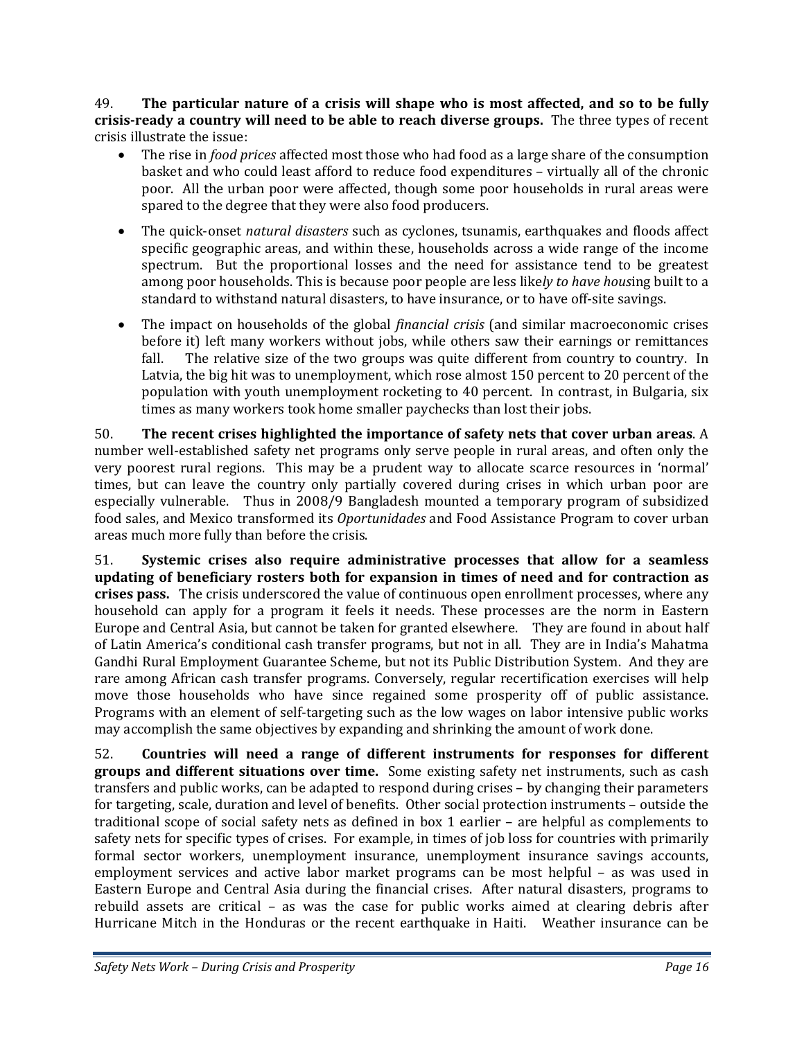49. **The particular nature of a crisis will shape who is most affected, and so to be fully crisis-ready a country will need to be able to reach diverse groups.** The three types of recent crisis illustrate the issue:

- The rise in *food prices* affected most those who had food as a large share of the consumption basket and who could least afford to reduce food expenditures – virtually all of the chronic poor. All the urban poor were affected, though some poor households in rural areas were spared to the degree that they were also food producers.

- The quick-onset *natural disasters* such as cyclones, tsunamis, earthquakes and floods affect specific geographic areas, and within these, households across a wide range of the income spectrum. But the proportional losses and the need for assistance tend to be greatest among poor households. This is because poor people are less like*ly to have hous*ing built to a standard to withstand natural disasters, to have insurance, or to have off-site savings.

- The impact on households of the global *financial crisis* (and similar macroeconomic crises before it) left many workers without jobs, while others saw their earnings or remittances fall. The relative size of the two groups was quite different from country to country. In Latvia, the big hit was to unemployment, which rose almost 150 percent to 20 percent of the population with youth unemployment rocketing to 40 percent. In contrast, in Bulgaria, six times as many workers took home smaller paychecks than lost their jobs.

50. **The recent crises highlighted the importance of safety nets that cover urban areas**. A number well-established safety net programs only serve people in rural areas, and often only the very poorest rural regions. This may be a prudent way to allocate scarce resources in 'normal' times, but can leave the country only partially covered during crises in which urban poor are especially vulnerable. Thus in 2008/9 Bangladesh mounted a temporary program of subsidized food sales, and Mexico transformed its *Oportunidades* and Food Assistance Program to cover urban areas much more fully than before the crisis.

51. **Systemic crises also require administrative processes that allow for a seamless updating of beneficiary rosters both for expansion in times of need and for contraction as crises pass.** The crisis underscored the value of continuous open enrollment processes, where any household can apply for a program it feels it needs. These processes are the norm in Eastern Europe and Central Asia, but cannot be taken for granted elsewhere. They are found in about half of Latin America's conditional cash transfer programs, but not in all. They are in India's Mahatma Gandhi Rural Employment Guarantee Scheme, but not its Public Distribution System. And they are rare among African cash transfer programs. Conversely, regular recertification exercises will help move those households who have since regained some prosperity off of public assistance. Programs with an element of self-targeting such as the low wages on labor intensive public works may accomplish the same objectives by expanding and shrinking the amount of work done.

52. **Countries will need a range of different instruments for responses for different groups and different situations over time.** Some existing safety net instruments, such as cash transfers and public works, can be adapted to respond during crises – by changing their parameters for targeting, scale, duration and level of benefits. Other social protection instruments – outside the traditional scope of social safety nets as defined in box 1 earlier – are helpful as complements to safety nets for specific types of crises. For example, in times of job loss for countries with primarily formal sector workers, unemployment insurance, unemployment insurance savings accounts, employment services and active labor market programs can be most helpful – as was used in Eastern Europe and Central Asia during the financial crises. After natural disasters, programs to rebuild assets are critical – as was the case for public works aimed at clearing debris after Hurricane Mitch in the Honduras or the recent earthquake in Haiti. Weather insurance can be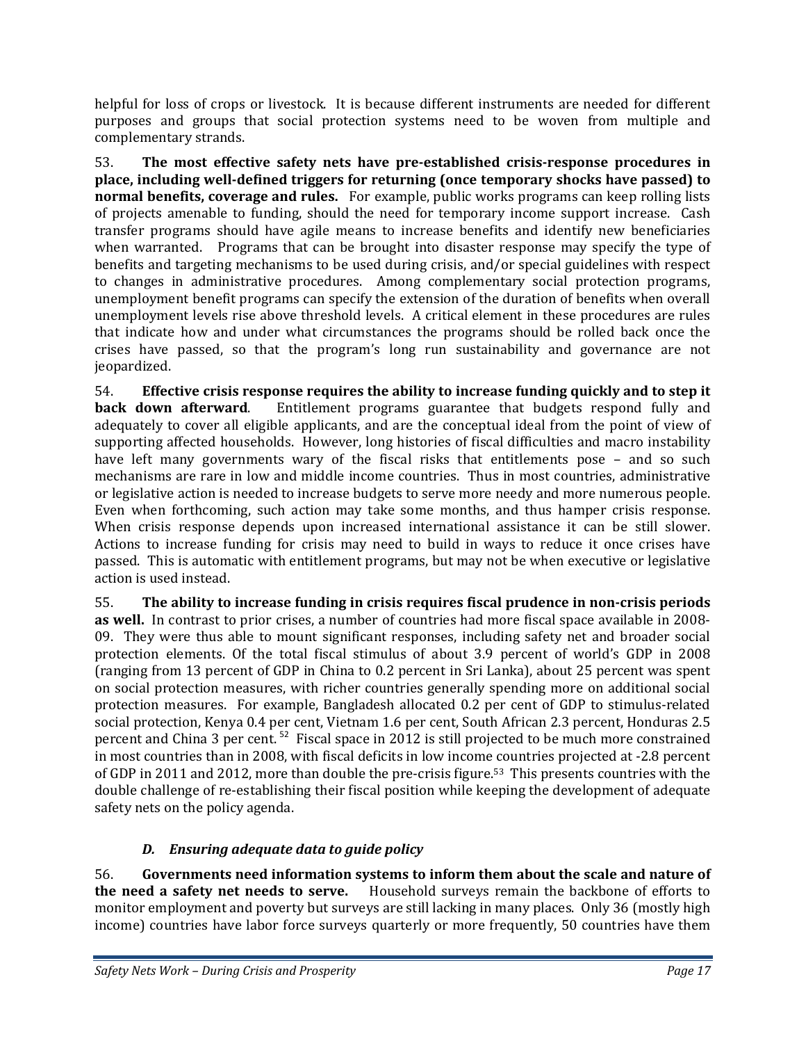helpful for loss of crops or livestock. It is because different instruments are needed for different purposes and groups that social protection systems need to be woven from multiple and complementary strands.

53. **The most effective safety nets have pre-established crisis-response procedures in place, including well-defined triggers for returning (once temporary shocks have passed) to normal benefits, coverage and rules.** For example, public works programs can keep rolling lists of projects amenable to funding, should the need for temporary income support increase. Cash transfer programs should have agile means to increase benefits and identify new beneficiaries when warranted. Programs that can be brought into disaster response may specify the type of benefits and targeting mechanisms to be used during crisis, and/or special guidelines with respect to changes in administrative procedures. Among complementary social protection programs, unemployment benefit programs can specify the extension of the duration of benefits when overall unemployment levels rise above threshold levels. A critical element in these procedures are rules that indicate how and under what circumstances the programs should be rolled back once the crises have passed, so that the program's long run sustainability and governance are not jeopardized.

54. **Effective crisis response requires the ability to increase funding quickly and to step it back down afterward**. Entitlement programs guarantee that budgets respond fully and adequately to cover all eligible applicants, and are the conceptual ideal from the point of view of supporting affected households. However, long histories of fiscal difficulties and macro instability have left many governments wary of the fiscal risks that entitlements pose – and so such mechanisms are rare in low and middle income countries. Thus in most countries, administrative or legislative action is needed to increase budgets to serve more needy and more numerous people. Even when forthcoming, such action may take some months, and thus hamper crisis response. When crisis response depends upon increased international assistance it can be still slower. Actions to increase funding for crisis may need to build in ways to reduce it once crises have passed. This is automatic with entitlement programs, but may not be when executive or legislative action is used instead.

55. **The ability to increase funding in crisis requires fiscal prudence in non-crisis periods as well.** In contrast to prior crises, a number of countries had more fiscal space available in 2008-09. They were thus able to mount significant responses, including safety net and broader social protection elements. Of the total fiscal stimulus of about 3.9 percent of world's GDP in 2008 (ranging from 13 percent of GDP in China to 0.2 percent in Sri Lanka), about 25 percent was spent on social protection measures, with richer countries generally spending more on additional social protection measures. For example, Bangladesh allocated 0.2 per cent of GDP to stimulus-related social protection, Kenya 0.4 per cent, Vietnam 1.6 per cent, South African 2.3 percent, Honduras 2.5 percent and China 3 per cent.[52] Fiscal space in 2012 is still projected to be much more constrained in most countries than in 2008, with fiscal deficits in low income countries projected at -2.8 percent of GDP in 2011 and 2012, more than double the pre-crisis figure.[53] This presents countries with the double challenge of re-establishing their fiscal position while keeping the development of adequate safety nets on the policy agenda.

### *D. Ensuring adequate data to guide policy*

56. **Governments need information systems to inform them about the scale and nature of the need a safety net needs to serve.** Household surveys remain the backbone of efforts to monitor employment and poverty but surveys are still lacking in many places. Only 36 (mostly high income) countries have labor force surveys quarterly or more frequently, 50 countries have them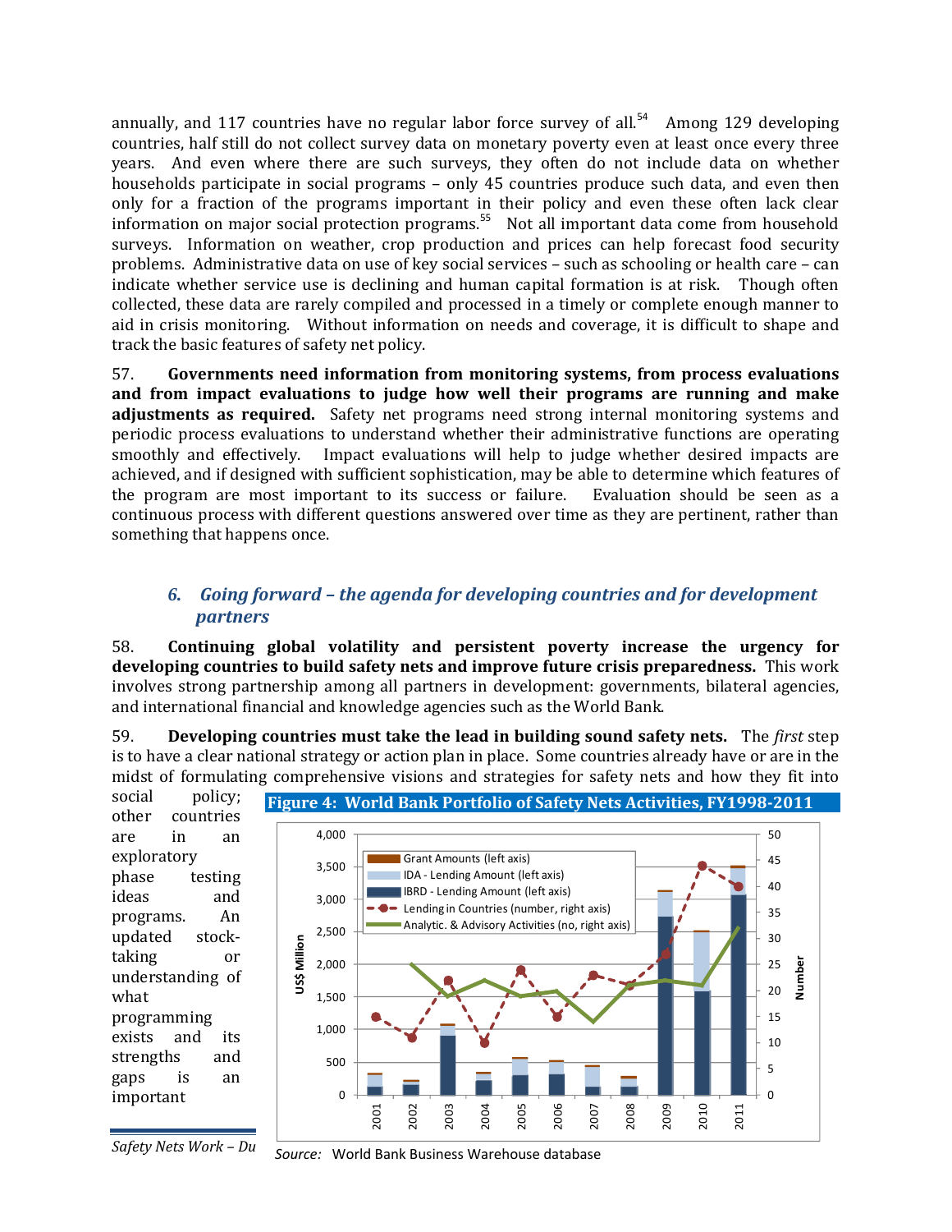annually, and 117 countries have no regular labor force survey of all.[54] Among 129 developing countries, half still do not collect survey data on monetary poverty even at least once every three years. And even where there are such surveys, they often do not include data on whether households participate in social programs – only 45 countries produce such data, and even then only for a fraction of the programs important in their policy and even these often lack clear information on major social protection programs.[55] Not all important data come from household surveys. Information on weather, crop production and prices can help forecast food security problems. Administrative data on use of key social services – such as schooling or health care – can indicate whether service use is declining and human capital formation is at risk. Though often collected, these data are rarely compiled and processed in a timely or complete enough manner to aid in crisis monitoring. Without information on needs and coverage, it is difficult to shape and track the basic features of safety net policy.

57. **Governments need information from monitoring systems, from process evaluations and from impact evaluations to judge how well their programs are running and make adjustments as required.** Safety net programs need strong internal monitoring systems and periodic process evaluations to understand whether their administrative functions are operating smoothly and effectively. Impact evaluations will help to judge whether desired impacts are achieved, and if designed with sufficient sophistication, may be able to determine which features of the program are most important to its success or failure. Evaluation should be seen as a continuous process with different questions answered over time as they are pertinent, rather than something that happens once.

## 6. Going forward – the agenda for developing countries and for development partners

58. **Continuing global volatility and persistent poverty increase the urgency for developing countries to build safety nets and improve future crisis preparedness.** This work involves strong partnership among all partners in development: governments, bilateral agencies, and international financial and knowledge agencies such as the World Bank.

59. **Developing countries must take the lead in building sound safety nets.** The *first* step is to have a clear national strategy or action plan in place. Some countries already have or are in the midst of formulating comprehensive visions and strategies for safety nets and how they fit into social policy; other countries are in an exploratory phase testing ideas and programs. An updated stock-taking or understanding of what programming exists and its strengths and gaps is an important

**Figure 4: World Bank Portfolio of Safety Nets Activities, FY1998-2011**

*Source:* World Bank Business Warehouse database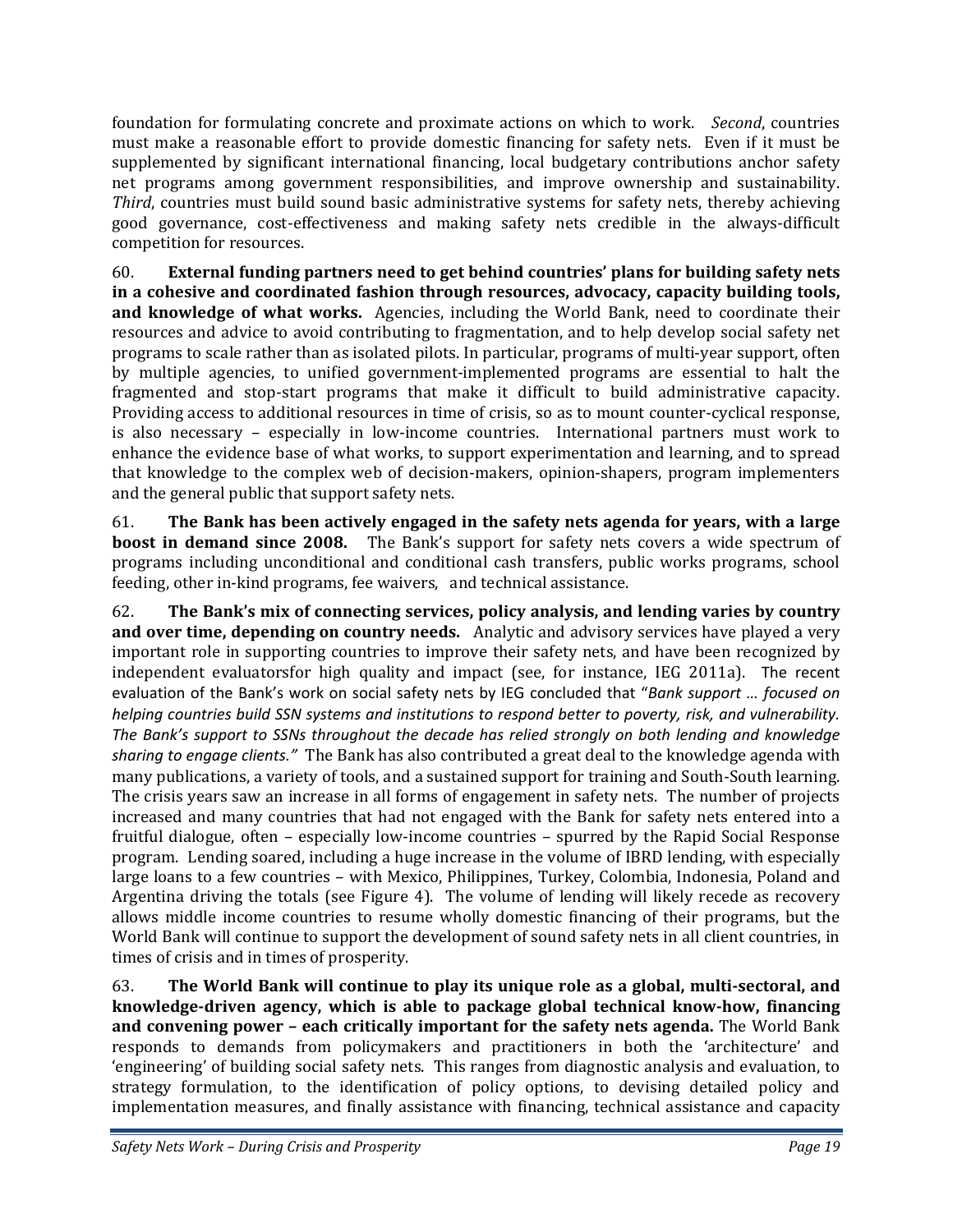foundation for formulating concrete and proximate actions on which to work. *Second*, countries must make a reasonable effort to provide domestic financing for safety nets. Even if it must be supplemented by significant international financing, local budgetary contributions anchor safety net programs among government responsibilities, and improve ownership and sustainability. *Third*, countries must build sound basic administrative systems for safety nets, thereby achieving good governance, cost-effectiveness and making safety nets credible in the always-difficult competition for resources.

60. **External funding partners need to get behind countries' plans for building safety nets in a cohesive and coordinated fashion through resources, advocacy, capacity building tools, and knowledge of what works.** Agencies, including the World Bank, need to coordinate their resources and advice to avoid contributing to fragmentation, and to help develop social safety net programs to scale rather than as isolated pilots. In particular, programs of multi-year support, often by multiple agencies, to unified government-implemented programs are essential to halt the fragmented and stop-start programs that make it difficult to build administrative capacity. Providing access to additional resources in time of crisis, so as to mount counter-cyclical response, is also necessary – especially in low-income countries. International partners must work to enhance the evidence base of what works, to support experimentation and learning, and to spread that knowledge to the complex web of decision-makers, opinion-shapers, program implementers and the general public that support safety nets.

61. **The Bank has been actively engaged in the safety nets agenda for years, with a large boost in demand since 2008.** The Bank's support for safety nets covers a wide spectrum of programs including unconditional and conditional cash transfers, public works programs, school feeding, other in-kind programs, fee waivers, and technical assistance.

62. **The Bank's mix of connecting services, policy analysis, and lending varies by country and over time, depending on country needs.** Analytic and advisory services have played a very important role in supporting countries to improve their safety nets, and have been recognized by independent evaluatorsfor high quality and impact (see, for instance, IEG 2011a). The recent evaluation of the Bank's work on social safety nets by IEG concluded that "*Bank support … focused on helping countries build SSN systems and institutions to respond better to poverty, risk, and vulnerability. The Bank's support to SSNs throughout the decade has relied strongly on both lending and knowledge sharing to engage clients."* The Bank has also contributed a great deal to the knowledge agenda with many publications, a variety of tools, and a sustained support for training and South-South learning. The crisis years saw an increase in all forms of engagement in safety nets. The number of projects increased and many countries that had not engaged with the Bank for safety nets entered into a fruitful dialogue, often – especially low-income countries – spurred by the Rapid Social Response program. Lending soared, including a huge increase in the volume of IBRD lending, with especially large loans to a few countries – with Mexico, Philippines, Turkey, Colombia, Indonesia, Poland and Argentina driving the totals (see Figure 4). The volume of lending will likely recede as recovery allows middle income countries to resume wholly domestic financing of their programs, but the World Bank will continue to support the development of sound safety nets in all client countries, in times of crisis and in times of prosperity.

63. **The World Bank will continue to play its unique role as a global, multi-sectoral, and knowledge-driven agency, which is able to package global technical know-how, financing and convening power – each critically important for the safety nets agenda.** The World Bank responds to demands from policymakers and practitioners in both the 'architecture' and 'engineering' of building social safety nets. This ranges from diagnostic analysis and evaluation, to strategy formulation, to the identification of policy options, to devising detailed policy and implementation measures, and finally assistance with financing, technical assistance and capacity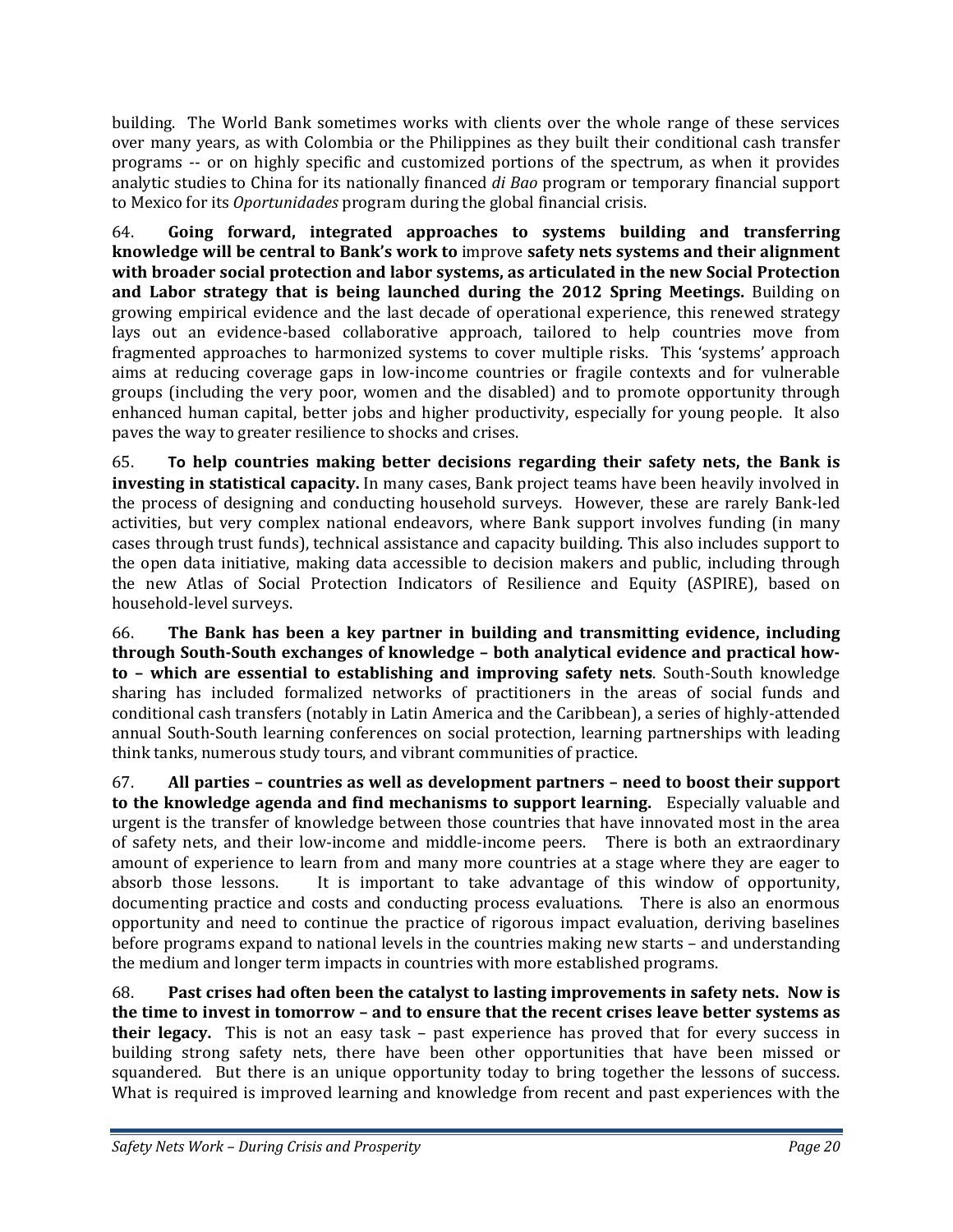building. The World Bank sometimes works with clients over the whole range of these services over many years, as with Colombia or the Philippines as they built their conditional cash transfer programs -- or on highly specific and customized portions of the spectrum, as when it provides analytic studies to China for its nationally financed *di Bao* program or temporary financial support to Mexico for its *Oportunidades* program during the global financial crisis.

64. **Going forward, integrated approaches to systems building and transferring knowledge will be central to Bank's work to** improve **safety nets systems and their alignment with broader social protection and labor systems, as articulated in the new Social Protection and Labor strategy that is being launched during the 2012 Spring Meetings.** Building on growing empirical evidence and the last decade of operational experience, this renewed strategy lays out an evidence-based collaborative approach, tailored to help countries move from fragmented approaches to harmonized systems to cover multiple risks. This 'systems' approach aims at reducing coverage gaps in low-income countries or fragile contexts and for vulnerable groups (including the very poor, women and the disabled) and to promote opportunity through enhanced human capital, better jobs and higher productivity, especially for young people. It also paves the way to greater resilience to shocks and crises.

65. **To help countries making better decisions regarding their safety nets, the Bank is investing in statistical capacity.** In many cases, Bank project teams have been heavily involved in the process of designing and conducting household surveys. However, these are rarely Bank-led activities, but very complex national endeavors, where Bank support involves funding (in many cases through trust funds), technical assistance and capacity building. This also includes support to the open data initiative, making data accessible to decision makers and public, including through the new Atlas of Social Protection Indicators of Resilience and Equity (ASPIRE), based on household-level surveys.

66. **The Bank has been a key partner in building and transmitting evidence, including through South-South exchanges of knowledge – both analytical evidence and practical how-to – which are essential to establishing and improving safety nets**. South-South knowledge sharing has included formalized networks of practitioners in the areas of social funds and conditional cash transfers (notably in Latin America and the Caribbean), a series of highly-attended annual South-South learning conferences on social protection, learning partnerships with leading think tanks, numerous study tours, and vibrant communities of practice.

67. **All parties – countries as well as development partners – need to boost their support to the knowledge agenda and find mechanisms to support learning.** Especially valuable and urgent is the transfer of knowledge between those countries that have innovated most in the area of safety nets, and their low-income and middle-income peers. There is both an extraordinary amount of experience to learn from and many more countries at a stage where they are eager to absorb those lessons. It is important to take advantage of this window of opportunity, documenting practice and costs and conducting process evaluations. There is also an enormous opportunity and need to continue the practice of rigorous impact evaluation, deriving baselines before programs expand to national levels in the countries making new starts – and understanding the medium and longer term impacts in countries with more established programs.

68. **Past crises had often been the catalyst to lasting improvements in safety nets. Now is the time to invest in tomorrow – and to ensure that the recent crises leave better systems as their legacy.** This is not an easy task – past experience has proved that for every success in building strong safety nets, there have been other opportunities that have been missed or squandered. But there is an unique opportunity today to bring together the lessons of success. What is required is improved learning and knowledge from recent and past experiences with the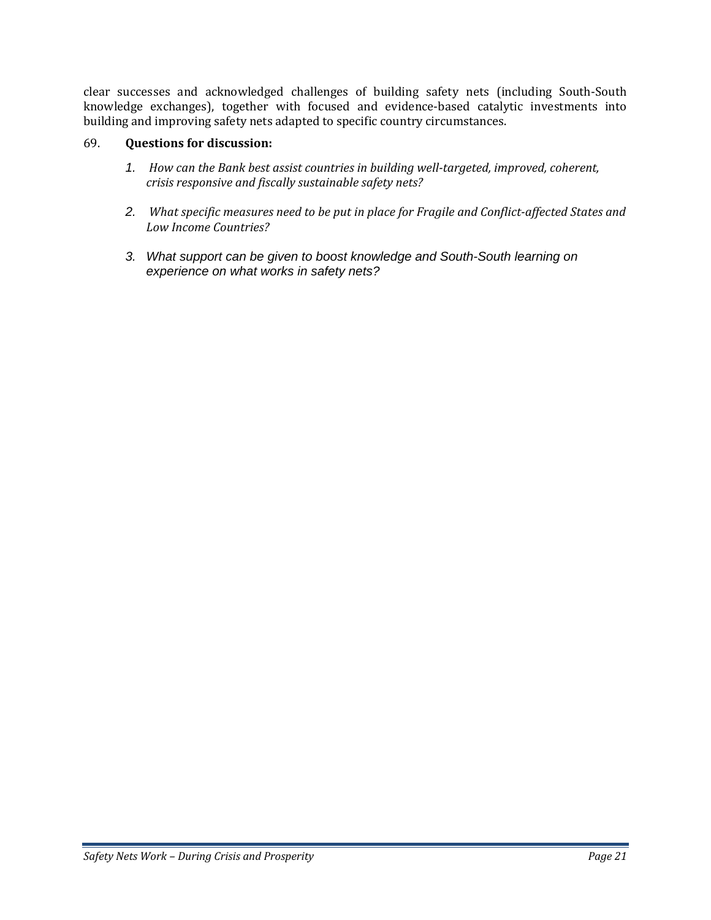clear successes and acknowledged challenges of building safety nets (including South-South knowledge exchanges), together with focused and evidence-based catalytic investments into building and improving safety nets adapted to specific country circumstances.

69. **Questions for discussion:**

1. *How can the Bank best assist countries in building well-targeted, improved, coherent, crisis responsive and fiscally sustainable safety nets?*

2. *What specific measures need to be put in place for Fragile and Conflict-affected States and Low Income Countries?*

3. *What support can be given to boost knowledge and South-South learning on experience on what works in safety nets?*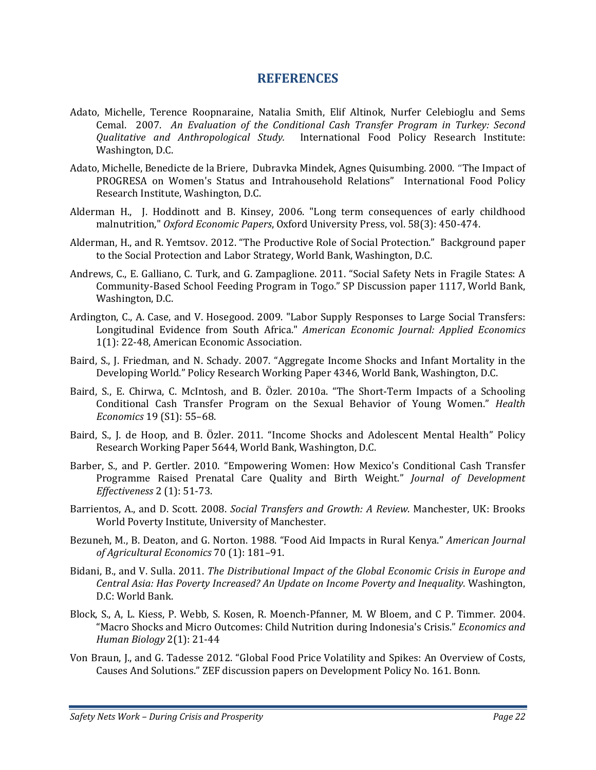# REFERENCES

Adato, Michelle, Terence Roopnaraine, Natalia Smith, Elif Altinok, Nurfer Celebioglu and Sems Cemal. 2007. *An Evaluation of the Conditional Cash Transfer Program in Turkey: Second Qualitative and Anthropological Study.* International Food Policy Research Institute: Washington, D.C.

Adato, Michelle, Benedicte de la Briere, Dubravka Mindek, Agnes Quisumbing. 2000. "The Impact of PROGRESA on Women's Status and Intrahousehold Relations" International Food Policy Research Institute, Washington, D.C.

Alderman H., J. Hoddinott and B. Kinsey, 2006. "Long term consequences of early childhood malnutrition," *Oxford Economic Papers*, Oxford University Press, vol. 58(3): 450-474.

Alderman, H., and R. Yemtsov. 2012. "The Productive Role of Social Protection." Background paper to the Social Protection and Labor Strategy, World Bank, Washington, D.C.

Andrews, C., E. Galliano, C. Turk, and G. Zampaglione. 2011. "Social Safety Nets in Fragile States: A Community-Based School Feeding Program in Togo." SP Discussion paper 1117, World Bank, Washington, D.C.

Ardington, C., A. Case, and V. Hosegood. 2009. "Labor Supply Responses to Large Social Transfers: Longitudinal Evidence from South Africa." *American Economic Journal: Applied Economics* 1(1): 22-48, American Economic Association.

Baird, S., J. Friedman, and N. Schady. 2007. "Aggregate Income Shocks and Infant Mortality in the Developing World." Policy Research Working Paper 4346, World Bank, Washington, D.C.

Baird, S., E. Chirwa, C. McIntosh, and B. Özler. 2010a. "The Short-Term Impacts of a Schooling Conditional Cash Transfer Program on the Sexual Behavior of Young Women." *Health Economics* 19 (S1): 55–68.

Baird, S., J. de Hoop, and B. Özler. 2011. "Income Shocks and Adolescent Mental Health" Policy Research Working Paper 5644, World Bank, Washington, D.C.

Barber, S., and P. Gertler. 2010. "Empowering Women: How Mexico's Conditional Cash Transfer Programme Raised Prenatal Care Quality and Birth Weight." *Journal of Development Effectiveness* 2 (1): 51-73.

Barrientos, A., and D. Scott. 2008. *Social Transfers and Growth: A Review*. Manchester, UK: Brooks World Poverty Institute, University of Manchester.

Bezuneh, M., B. Deaton, and G. Norton. 1988. "Food Aid Impacts in Rural Kenya." *American Journal of Agricultural Economics* 70 (1): 181–91.

Bidani, B., and V. Sulla. 2011. *The Distributional Impact of the Global Economic Crisis in Europe and Central Asia: Has Poverty Increased? An Update on Income Poverty and Inequality*. Washington, D.C: World Bank.

Block, S., A, L. Kiess, P. Webb, S. Kosen, R. Moench-Pfanner, M. W Bloem, and C P. Timmer. 2004. "Macro Shocks and Micro Outcomes: Child Nutrition during Indonesia's Crisis." *Economics and Human Biology* 2(1): 21-44

Von Braun, J., and G. Tadesse 2012. "Global Food Price Volatility and Spikes: An Overview of Costs, Causes And Solutions." ZEF discussion papers on Development Policy No. 161. Bonn.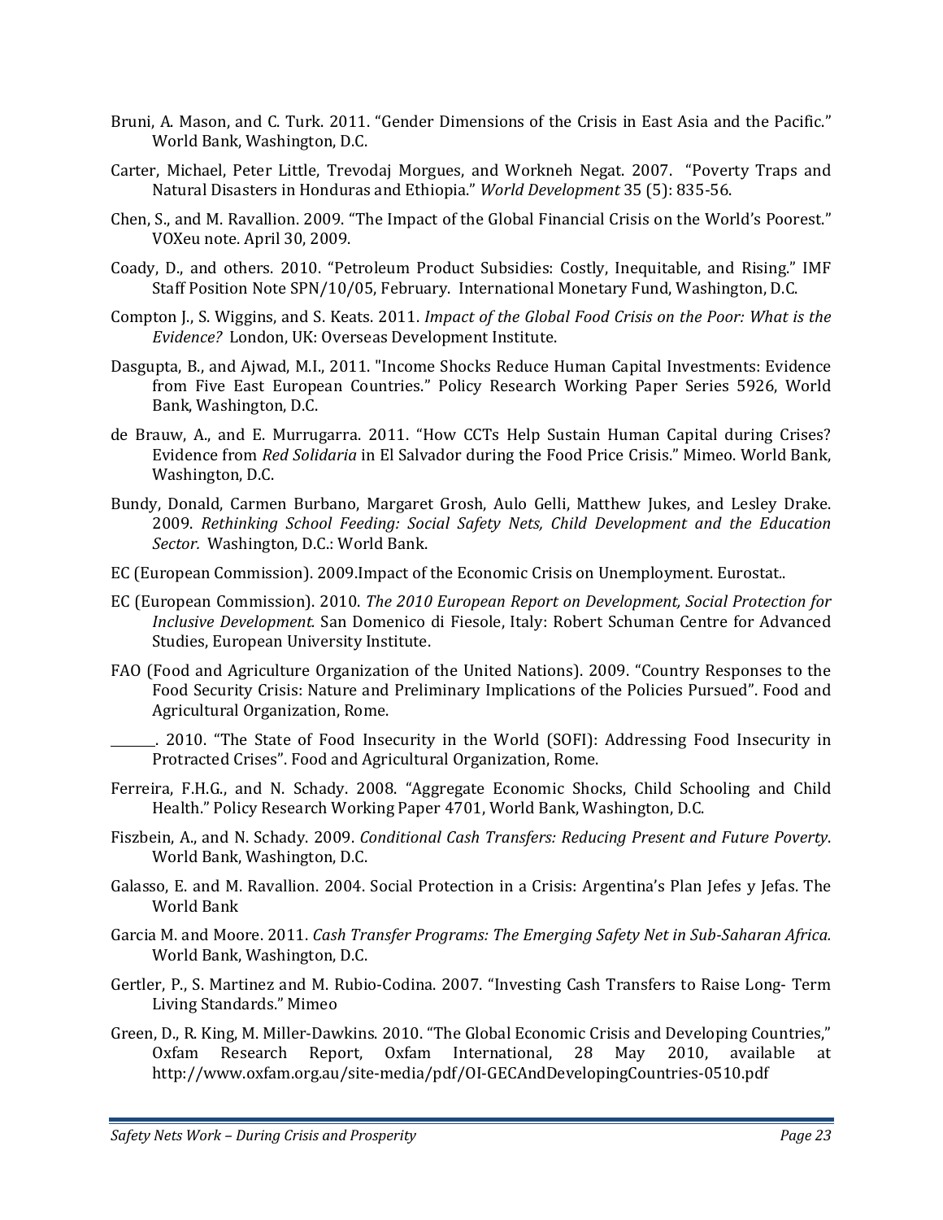Bruni, A. Mason, and C. Turk. 2011. "Gender Dimensions of the Crisis in East Asia and the Pacific." World Bank, Washington, D.C.

Carter, Michael, Peter Little, Trevodaj Morgues, and Workneh Negat. 2007. "Poverty Traps and Natural Disasters in Honduras and Ethiopia." *World Development* 35 (5): 835-56.

Chen, S., and M. Ravallion. 2009. "The Impact of the Global Financial Crisis on the World's Poorest." VOXeu note. April 30, 2009.

Coady, D., and others. 2010. "Petroleum Product Subsidies: Costly, Inequitable, and Rising." IMF Staff Position Note SPN/10/05, February. International Monetary Fund, Washington, D.C.

Compton J., S. Wiggins, and S. Keats. 2011. *Impact of the Global Food Crisis on the Poor: What is the Evidence?* London, UK: Overseas Development Institute.

Dasgupta, B., and Ajwad, M.I., 2011. "Income Shocks Reduce Human Capital Investments: Evidence from Five East European Countries." Policy Research Working Paper Series 5926, World Bank, Washington, D.C.

de Brauw, A., and E. Murrugarra. 2011. "How CCTs Help Sustain Human Capital during Crises? Evidence from *Red Solidaria* in El Salvador during the Food Price Crisis." Mimeo. World Bank, Washington, D.C.

Bundy, Donald, Carmen Burbano, Margaret Grosh, Aulo Gelli, Matthew Jukes, and Lesley Drake. 2009. *Rethinking School Feeding: Social Safety Nets, Child Development and the Education Sector.* Washington, D.C.: World Bank.

EC (European Commission). 2009.Impact of the Economic Crisis on Unemployment. Eurostat..

EC (European Commission). 2010. *The 2010 European Report on Development, Social Protection for Inclusive Development.* San Domenico di Fiesole, Italy: Robert Schuman Centre for Advanced Studies, European University Institute.

FAO (Food and Agriculture Organization of the United Nations). 2009. "Country Responses to the Food Security Crisis: Nature and Preliminary Implications of the Policies Pursued". Food and Agricultural Organization, Rome.

\_\_\_\_\_\_\_. 2010. "The State of Food Insecurity in the World (SOFI): Addressing Food Insecurity in Protracted Crises". Food and Agricultural Organization, Rome.

Ferreira, F.H.G., and N. Schady. 2008. "Aggregate Economic Shocks, Child Schooling and Child Health." Policy Research Working Paper 4701, World Bank, Washington, D.C.

Fiszbein, A., and N. Schady. 2009. *Conditional Cash Transfers: Reducing Present and Future Poverty*. World Bank, Washington, D.C.

Galasso, E. and M. Ravallion. 2004. Social Protection in a Crisis: Argentina's Plan Jefes y Jefas. The World Bank

Garcia M. and Moore. 2011. *Cash Transfer Programs: The Emerging Safety Net in Sub-Saharan Africa.* World Bank, Washington, D.C.

Gertler, P., S. Martinez and M. Rubio-Codina. 2007. "Investing Cash Transfers to Raise Long- Term Living Standards." Mimeo

Green, D., R. King, M. Miller-Dawkins. 2010. "The Global Economic Crisis and Developing Countries," Oxfam Research Report, Oxfam International, 28 May 2010, available at http://www.oxfam.org.au/site-media/pdf/OI-GECAndDevelopingCountries-0510.pdf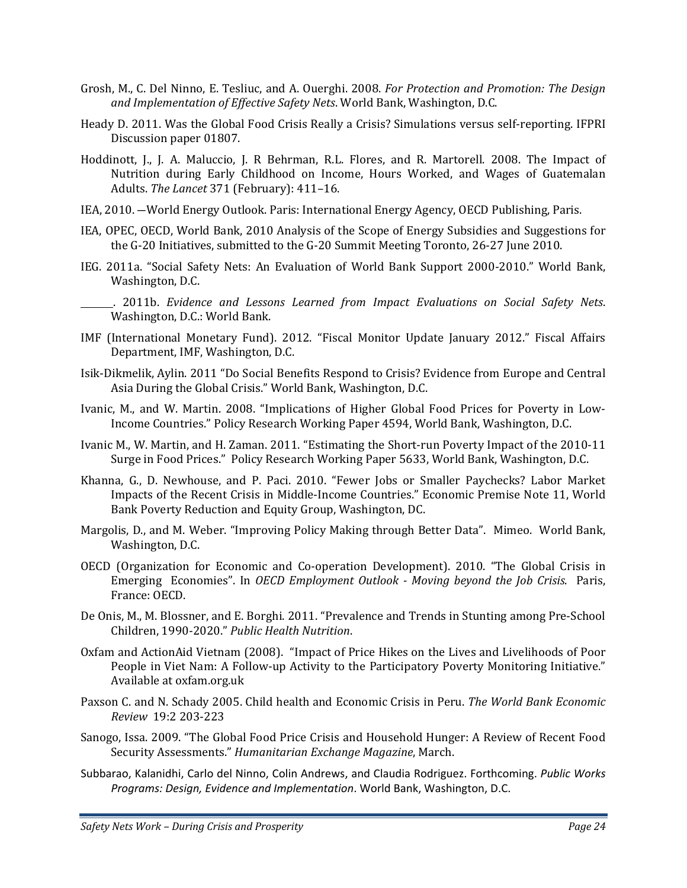Grosh, M., C. Del Ninno, E. Tesliuc, and A. Ouerghi. 2008. *For Protection and Promotion: The Design and Implementation of Effective Safety Nets*. World Bank, Washington, D.C.

Heady D. 2011. Was the Global Food Crisis Really a Crisis? Simulations versus self-reporting. IFPRI Discussion paper 01807.

Hoddinott, J., J. A. Maluccio, J. R Behrman, R.L. Flores, and R. Martorell. 2008. The Impact of Nutrition during Early Childhood on Income, Hours Worked, and Wages of Guatemalan Adults. *The Lancet* 371 (February): 411–16.

IEA, 2010. —World Energy Outlook. Paris: International Energy Agency, OECD Publishing, Paris.

IEA, OPEC, OECD, World Bank, 2010 Analysis of the Scope of Energy Subsidies and Suggestions for the G-20 Initiatives, submitted to the G-20 Summit Meeting Toronto, 26-27 June 2010.

IEG. 2011a. "Social Safety Nets: An Evaluation of World Bank Support 2000-2010." World Bank, Washington, D.C.

\_\_\_\_\_\_\_. 2011b. *Evidence and Lessons Learned from Impact Evaluations on Social Safety Nets*. Washington, D.C.: World Bank.

IMF (International Monetary Fund). 2012. "Fiscal Monitor Update January 2012." Fiscal Affairs Department, IMF, Washington, D.C.

Isik-Dikmelik, Aylin. 2011 "Do Social Benefits Respond to Crisis? Evidence from Europe and Central Asia During the Global Crisis." World Bank, Washington, D.C.

Ivanic, M., and W. Martin. 2008. "Implications of Higher Global Food Prices for Poverty in Low-Income Countries." Policy Research Working Paper 4594, World Bank, Washington, D.C.

Ivanic M., W. Martin, and H. Zaman. 2011. "Estimating the Short-run Poverty Impact of the 2010-11 Surge in Food Prices." Policy Research Working Paper 5633, World Bank, Washington, D.C.

Khanna, G., D. Newhouse, and P. Paci. 2010. "Fewer Jobs or Smaller Paychecks? Labor Market Impacts of the Recent Crisis in Middle-Income Countries." Economic Premise Note 11, World Bank Poverty Reduction and Equity Group, Washington, DC.

Margolis, D., and M. Weber. "Improving Policy Making through Better Data". Mimeo. World Bank, Washington, D.C.

OECD (Organization for Economic and Co-operation Development). 2010. "The Global Crisis in Emerging Economies". In *OECD Employment Outlook - Moving beyond the Job Crisis*. Paris, France: OECD.

De Onis, M., M. Blossner, and E. Borghi. 2011. "Prevalence and Trends in Stunting among Pre-School Children, 1990-2020." *Public Health Nutrition*.

Oxfam and ActionAid Vietnam (2008). "Impact of Price Hikes on the Lives and Livelihoods of Poor People in Viet Nam: A Follow-up Activity to the Participatory Poverty Monitoring Initiative." Available at oxfam.org.uk

Paxson C. and N. Schady 2005. Child health and Economic Crisis in Peru. *The World Bank Economic Review* 19:2 203-223

Sanogo, Issa. 2009. "The Global Food Price Crisis and Household Hunger: A Review of Recent Food Security Assessments." *Humanitarian Exchange Magazine*, March.

Subbarao, Kalanidhi, Carlo del Ninno, Colin Andrews, and Claudia Rodriguez. Forthcoming. *Public Works Programs: Design, Evidence and Implementation*. World Bank, Washington, D.C.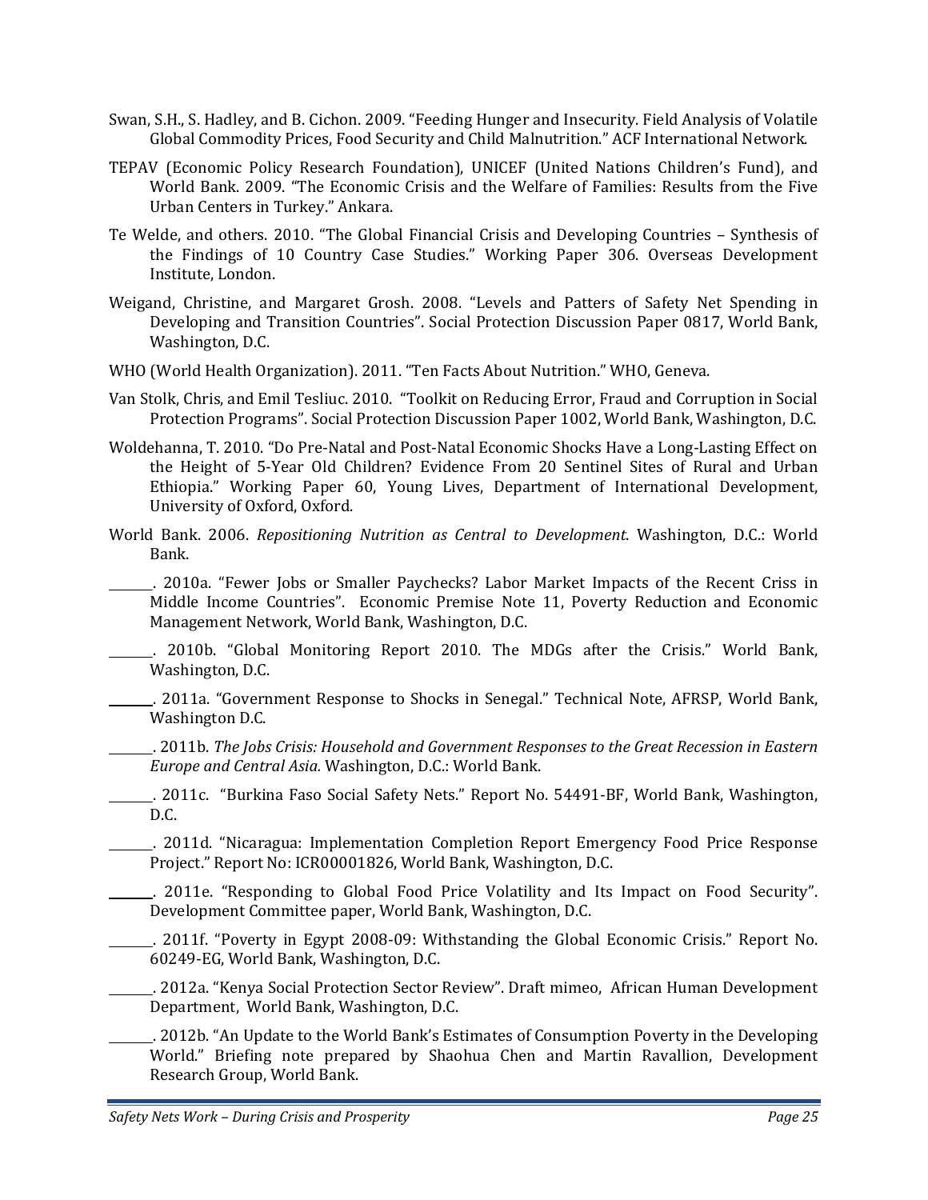Swan, S.H., S. Hadley, and B. Cichon. 2009. "Feeding Hunger and Insecurity. Field Analysis of Volatile Global Commodity Prices, Food Security and Child Malnutrition." ACF International Network.

TEPAV (Economic Policy Research Foundation), UNICEF (United Nations Children's Fund), and World Bank. 2009. "The Economic Crisis and the Welfare of Families: Results from the Five Urban Centers in Turkey." Ankara.

Te Welde, and others. 2010. "The Global Financial Crisis and Developing Countries – Synthesis of the Findings of 10 Country Case Studies." Working Paper 306. Overseas Development Institute, London.

Weigand, Christine, and Margaret Grosh. 2008. "Levels and Patters of Safety Net Spending in Developing and Transition Countries". Social Protection Discussion Paper 0817, World Bank, Washington, D.C.

WHO (World Health Organization). 2011. "Ten Facts About Nutrition." WHO, Geneva.

Van Stolk, Chris, and Emil Tesliuc. 2010. "Toolkit on Reducing Error, Fraud and Corruption in Social Protection Programs". Social Protection Discussion Paper 1002, World Bank, Washington, D.C.

Woldehanna, T. 2010. "Do Pre-Natal and Post-Natal Economic Shocks Have a Long-Lasting Effect on the Height of 5-Year Old Children? Evidence From 20 Sentinel Sites of Rural and Urban Ethiopia." Working Paper 60, Young Lives, Department of International Development, University of Oxford, Oxford.

World Bank. 2006. *Repositioning Nutrition as Central to Development*. Washington, D.C.: World Bank.

\_\_\_\_\_\_. 2010a. "Fewer Jobs or Smaller Paychecks? Labor Market Impacts of the Recent Criss in Middle Income Countries". Economic Premise Note 11, Poverty Reduction and Economic Management Network, World Bank, Washington, D.C.

\_\_\_\_\_\_. 2010b. "Global Monitoring Report 2010. The MDGs after the Crisis." World Bank, Washington, D.C.

\_\_\_\_\_\_. 2011a. "Government Response to Shocks in Senegal." Technical Note, AFRSP, World Bank, Washington D.C.

\_\_\_\_\_\_. 2011b. *The Jobs Crisis: Household and Government Responses to the Great Recession in Eastern Europe and Central Asia.* Washington, D.C.: World Bank.

\_\_\_\_\_\_. 2011c. "Burkina Faso Social Safety Nets." Report No. 54491-BF, World Bank, Washington, D.C.

\_\_\_\_\_\_. 2011d. "Nicaragua: Implementation Completion Report Emergency Food Price Response Project." Report No: ICR00001826, World Bank, Washington, D.C.

\_\_\_\_\_\_. 2011e. "Responding to Global Food Price Volatility and Its Impact on Food Security". Development Committee paper, World Bank, Washington, D.C.

\_\_\_\_\_\_. 2011f. "Poverty in Egypt 2008-09: Withstanding the Global Economic Crisis." Report No. 60249-EG, World Bank, Washington, D.C.

\_\_\_\_\_\_. 2012a. "Kenya Social Protection Sector Review". Draft mimeo, African Human Development Department, World Bank, Washington, D.C.

\_\_\_\_\_\_. 2012b. "An Update to the World Bank's Estimates of Consumption Poverty in the Developing World." Briefing note prepared by Shaohua Chen and Martin Ravallion, Development Research Group, World Bank.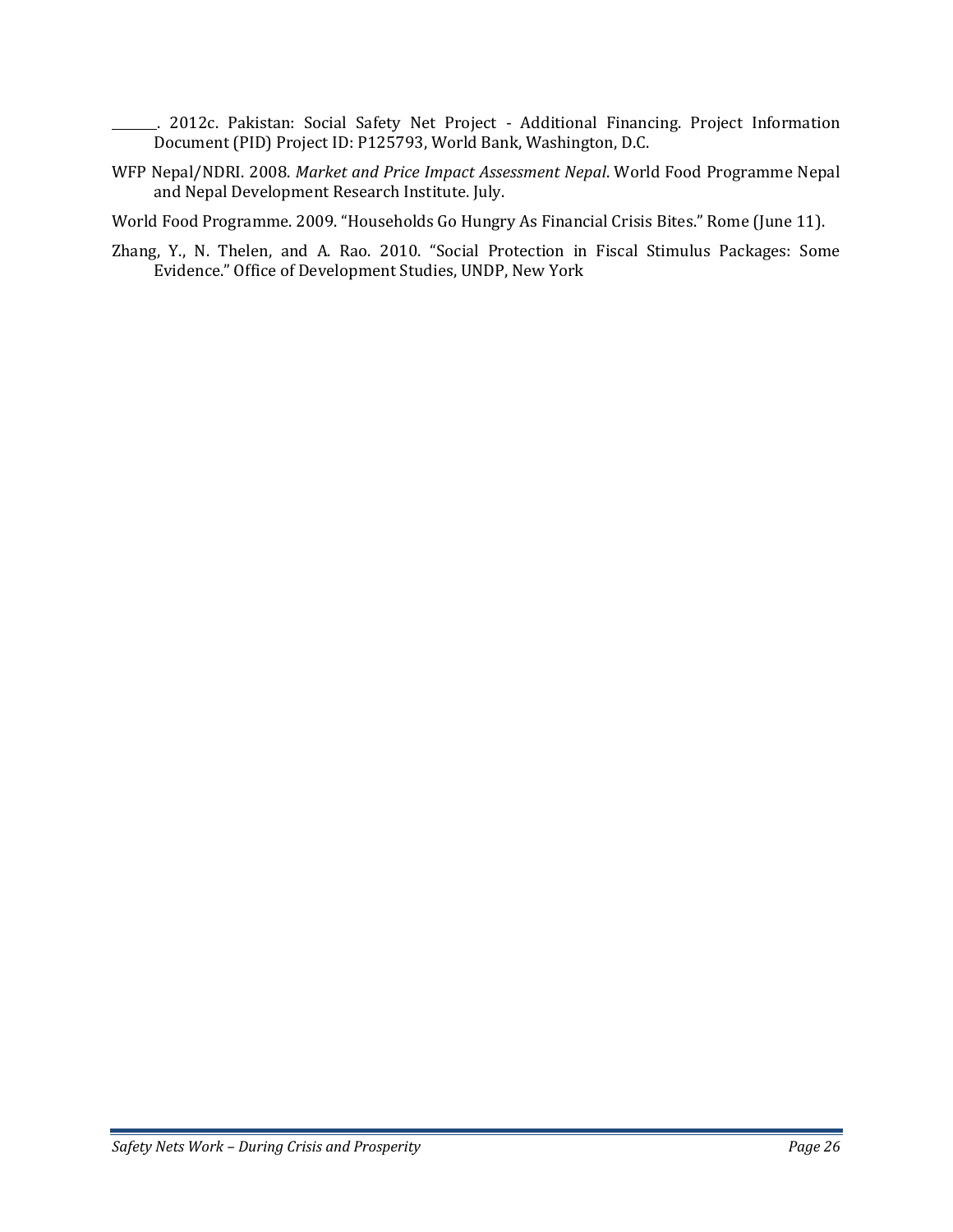_______. 2012c. Pakistan: Social Safety Net Project - Additional Financing. Project Information Document (PID) Project ID: P125793, World Bank, Washington, D.C.

WFP Nepal/NDRI. 2008. *Market and Price Impact Assessment Nepal*. World Food Programme Nepal and Nepal Development Research Institute. July.

World Food Programme. 2009. "Households Go Hungry As Financial Crisis Bites." Rome (June 11).

Zhang, Y., N. Thelen, and A. Rao. 2010. "Social Protection in Fiscal Stimulus Packages: Some Evidence." Office of Development Studies, UNDP, New York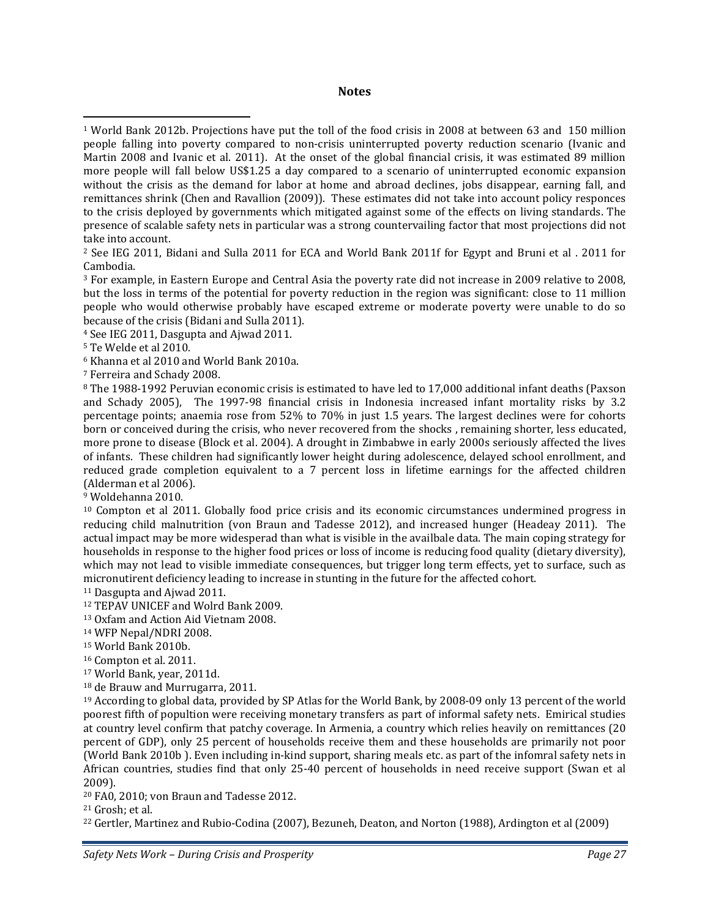## Notes

[1] World Bank 2012b. Projections have put the toll of the food crisis in 2008 at between 63 and 150 million people falling into poverty compared to non-crisis uninterrupted poverty reduction scenario (Ivanic and Martin 2008 and Ivanic et al. 2011). At the onset of the global financial crisis, it was estimated 89 million more people will fall below US$1.25 a day compared to a scenario of uninterrupted economic expansion without the crisis as the demand for labor at home and abroad declines, jobs disappear, earning fall, and remittances shrink (Chen and Ravallion (2009)). These estimates did not take into account policy responces to the crisis deployed by governments which mitigated against some of the effects on living standards. The presence of scalable safety nets in particular was a strong countervailing factor that most projections did not take into account.

[2] See IEG 2011, Bidani and Sulla 2011 for ECA and World Bank 2011f for Egypt and Bruni et al . 2011 for Cambodia.

[3] For example, in Eastern Europe and Central Asia the poverty rate did not increase in 2009 relative to 2008, but the loss in terms of the potential for poverty reduction in the region was significant: close to 11 million people who would otherwise probably have escaped extreme or moderate poverty were unable to do so because of the crisis (Bidani and Sulla 2011).

[4] See IEG 2011, Dasgupta and Ajwad 2011.

[5] Te Welde et al 2010.

[6] Khanna et al 2010 and World Bank 2010a.

[7] Ferreira and Schady 2008.

[8] The 1988-1992 Peruvian economic crisis is estimated to have led to 17,000 additional infant deaths (Paxson and Schady 2005), The 1997-98 financial crisis in Indonesia increased infant mortality risks by 3.2 percentage points; anaemia rose from 52% to 70% in just 1.5 years. The largest declines were for cohorts born or conceived during the crisis, who never recovered from the shocks , remaining shorter, less educated, more prone to disease (Block et al. 2004). A drought in Zimbabwe in early 2000s seriously affected the lives of infants. These children had significantly lower height during adolescence, delayed school enrollment, and reduced grade completion equivalent to a 7 percent loss in lifetime earnings for the affected children (Alderman et al 2006).

[9] Woldehanna 2010.

[10] Compton et al 2011. Globally food price crisis and its economic circumstances undermined progress in reducing child malnutrition (von Braun and Tadesse 2012), and increased hunger (Headeay 2011). The actual impact may be more widesperad than what is visible in the availbale data. The main coping strategy for households in response to the higher food prices or loss of income is reducing food quality (dietary diversity), which may not lead to visible immediate consequences, but trigger long term effects, yet to surface, such as micronutirent deficiency leading to increase in stunting in the future for the affected cohort.

[11] Dasgupta and Ajwad 2011.

[12] TEPAV UNICEF and Wolrd Bank 2009.

[13] Oxfam and Action Aid Vietnam 2008.

[14] WFP Nepal/NDRI 2008.

[15] World Bank 2010b.

[16] Compton et al. 2011.

[17] World Bank, year, 2011d.

[18] de Brauw and Murrugarra, 2011.

[19] According to global data, provided by SP Atlas for the World Bank, by 2008-09 only 13 percent of the world poorest fifth of popultion were receiving monetary transfers as part of informal safety nets. Emirical studies at country level confirm that patchy coverage. In Armenia, a country which relies heavily on remittances (20 percent of GDP), only 25 percent of households receive them and these households are primarily not poor (World Bank 2010b ). Even including in-kind support, sharing meals etc. as part of the infomral safety nets in African countries, studies find that only 25-40 percent of households in need receive support (Swan et al 2009).

[20] FA0, 2010; von Braun and Tadesse 2012.

[21] Grosh; et al.

[22] Gertler, Martinez and Rubio-Codina (2007), Bezuneh, Deaton, and Norton (1988), Ardington et al (2009)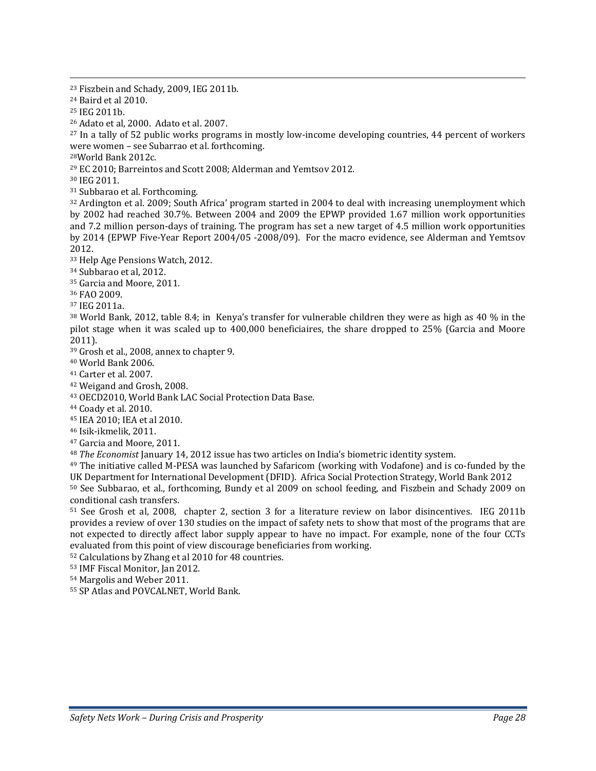[23] Fiszbein and Schady, 2009, IEG 2011b.

[24] Baird et al 2010.

[25] IEG 2011b.

[26] Adato et al, 2000. Adato et al. 2007.

[27] In a tally of 52 public works programs in mostly low-income developing countries, 44 percent of workers were women – see Subarrao et al. forthcoming.

[28]World Bank 2012c.

[29] EC 2010; Barreintos and Scott 2008; Alderman and Yemtsov 2012.

[30] IEG 2011.

[31] Subbarao et al. Forthcoming.

[32] Ardington et al. 2009; South Africa' program started in 2004 to deal with increasing unemployment which by 2002 had reached 30.7%. Between 2004 and 2009 the EPWP provided 1.67 million work opportunities and 7.2 million person-days of training. The program has set a new target of 4.5 million work opportunities by 2014 (EPWP Five-Year Report 2004/05 -2008/09). For the macro evidence, see Alderman and Yemtsov 2012.

[33] Help Age Pensions Watch, 2012.

[34] Subbarao et al, 2012.

[35] Garcia and Moore, 2011.

[36] FAO 2009.

[37] IEG 2011a.

[38] World Bank, 2012, table 8.4; in Kenya's transfer for vulnerable children they were as high as 40 % in the pilot stage when it was scaled up to 400,000 beneficiaires, the share dropped to 25% (Garcia and Moore 2011).

[39] Grosh et al., 2008, annex to chapter 9.

[40] World Bank 2006.

[41] Carter et al. 2007.

[42] Weigand and Grosh, 2008.

[43] OECD2010, World Bank LAC Social Protection Data Base.

[44] Coady et al. 2010.

[45] IEA 2010; IEA et al 2010.

[46] Isik-ikmelik, 2011.

[47] Garcia and Moore, 2011.

[48] *The Economist* January 14, 2012 issue has two articles on India's biometric identity system.

[49] The initiative called M-PESA was launched by Safaricom (working with Vodafone) and is co-funded by the UK Department for International Development (DFID). Africa Social Protection Strategy, World Bank 2012

[50] See Subbarao, et al., forthcoming, Bundy et al 2009 on school feeding, and Fiszbein and Schady 2009 on conditional cash transfers.

[51] See Grosh et al, 2008, chapter 2, section 3 for a literature review on labor disincentives. IEG 2011b provides a review of over 130 studies on the impact of safety nets to show that most of the programs that are not expected to directly affect labor supply appear to have no impact. For example, none of the four CCTs evaluated from this point of view discourage beneficiaries from working.

[52] Calculations by Zhang et al 2010 for 48 countries.

[53] IMF Fiscal Monitor, Jan 2012.

[54] Margolis and Weber 2011.

[55] SP Atlas and POVCALNET, World Bank.